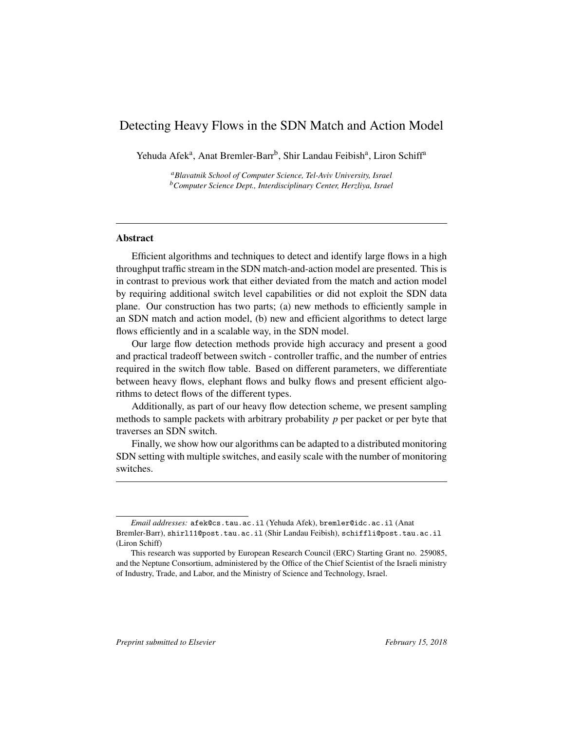# Detecting Heavy Flows in the SDN Match and Action Model

Yehuda Afek[a], Anat Bremler-Barr[b], Shir Landau Feibish[a], Liron Schiff[a]

[a] *Blavatnik School of Computer Science, Tel-Aviv University, Israel*
[b] *Computer Science Dept., Interdisciplinary Center, Herzliya, Israel*

---

## Abstract

Efficient algorithms and techniques to detect and identify large flows in a high throughput traffic stream in the SDN match-and-action model are presented. This is in contrast to previous work that either deviated from the match and action model by requiring additional switch level capabilities or did not exploit the SDN data plane. Our construction has two parts; (a) new methods to efficiently sample in an SDN match and action model, (b) new and efficient algorithms to detect large flows efficiently and in a scalable way, in the SDN model.

Our large flow detection methods provide high accuracy and present a good and practical tradeoff between switch - controller traffic, and the number of entries required in the switch flow table. Based on different parameters, we differentiate between heavy flows, elephant flows and bulky flows and present efficient algorithms to detect flows of the different types.

Additionally, as part of our heavy flow detection scheme, we present sampling methods to sample packets with arbitrary probability $p$ per packet or per byte that traverses an SDN switch.

Finally, we show how our algorithms can be adapted to a distributed monitoring SDN setting with multiple switches, and easily scale with the number of monitoring switches.

---

*Email addresses:* `afek@cs.tau.ac.il` (Yehuda Afek), `bremler@idc.ac.il` (Anat Bremler-Barr), `shirl11@post.tau.ac.il` (Shir Landau Feibish), `schiffli@post.tau.ac.il` (Liron Schiff)

This research was supported by European Research Council (ERC) Starting Grant no. 259085, and the Neptune Consortium, administered by the Office of the Chief Scientist of the Israeli ministry of Industry, Trade, and Labor, and the Ministry of Science and Technology, Israel.

*Preprint submitted to Elsevier* *February 15, 2018*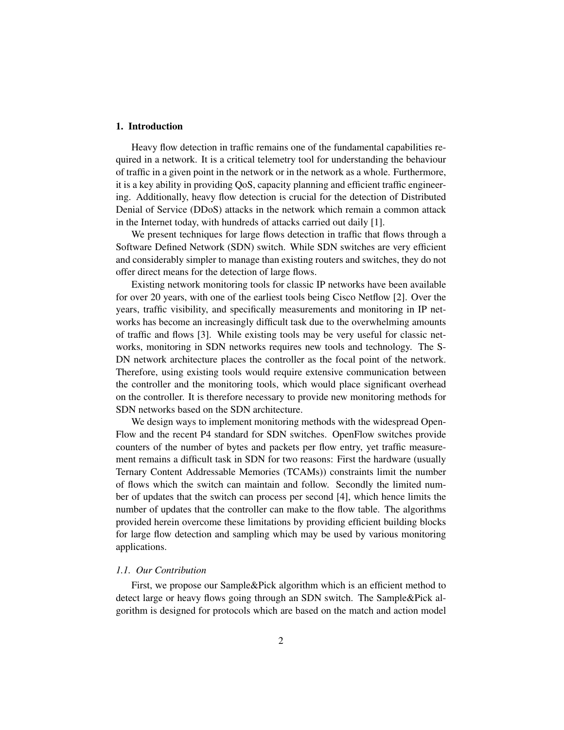## 1. Introduction

Heavy flow detection in traffic remains one of the fundamental capabilities required in a network. It is a critical telemetry tool for understanding the behaviour of traffic in a given point in the network or in the network as a whole. Furthermore, it is a key ability in providing QoS, capacity planning and efficient traffic engineering. Additionally, heavy flow detection is crucial for the detection of Distributed Denial of Service (DDoS) attacks in the network which remain a common attack in the Internet today, with hundreds of attacks carried out daily [1].

We present techniques for large flows detection in traffic that flows through a Software Defined Network (SDN) switch. While SDN switches are very efficient and considerably simpler to manage than existing routers and switches, they do not offer direct means for the detection of large flows.

Existing network monitoring tools for classic IP networks have been available for over 20 years, with one of the earliest tools being Cisco Netflow [2]. Over the years, traffic visibility, and specifically measurements and monitoring in IP networks has become an increasingly difficult task due to the overwhelming amounts of traffic and flows [3]. While existing tools may be very useful for classic networks, monitoring in SDN networks requires new tools and technology. The SDN network architecture places the controller as the focal point of the network. Therefore, using existing tools would require extensive communication between the controller and the monitoring tools, which would place significant overhead on the controller. It is therefore necessary to provide new monitoring methods for SDN networks based on the SDN architecture.

We design ways to implement monitoring methods with the widespread OpenFlow and the recent P4 standard for SDN switches. OpenFlow switches provide counters of the number of bytes and packets per flow entry, yet traffic measurement remains a difficult task in SDN for two reasons: First the hardware (usually Ternary Content Addressable Memories (TCAMs)) constraints limit the number of flows which the switch can maintain and follow. Secondly the limited number of updates that the switch can process per second [4], which hence limits the number of updates that the controller can make to the flow table. The algorithms provided herein overcome these limitations by providing efficient building blocks for large flow detection and sampling which may be used by various monitoring applications.

### *1.1. Our Contribution*

First, we propose our Sample&Pick algorithm which is an efficient method to detect large or heavy flows going through an SDN switch. The Sample&Pick algorithm is designed for protocols which are based on the match and action model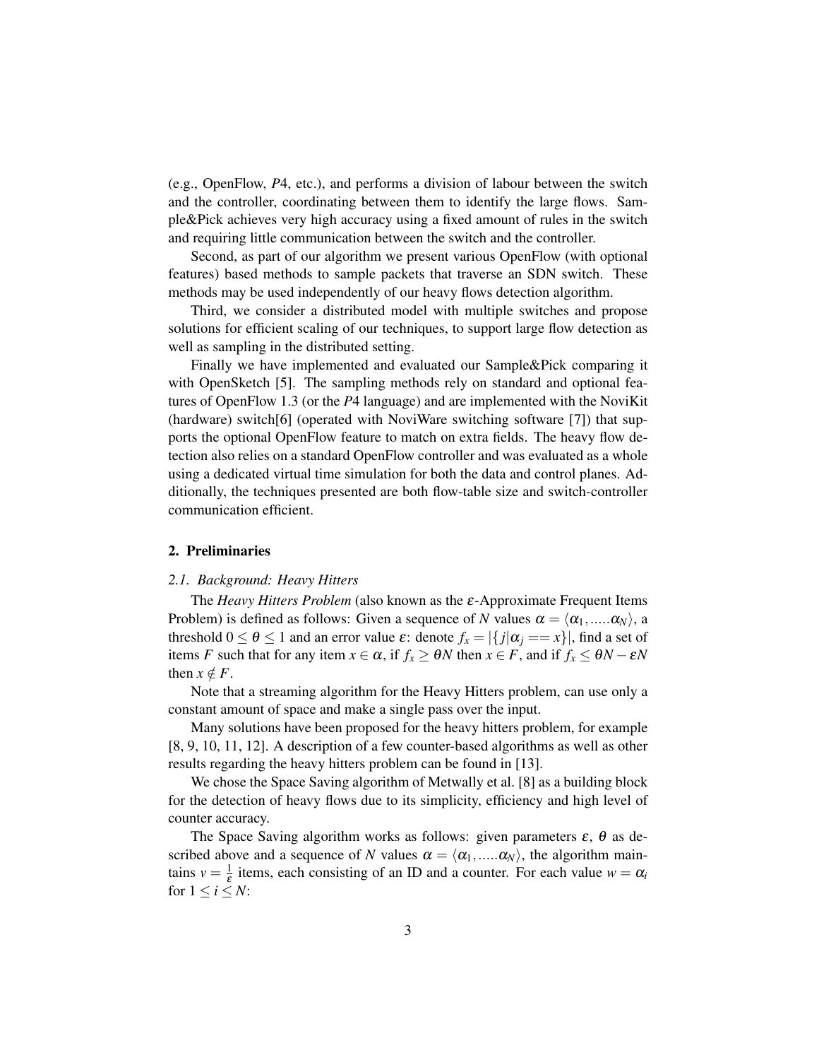(e.g., OpenFlow, *P*4, etc.), and performs a division of labour between the switch and the controller, coordinating between them to identify the large flows. Sample&Pick achieves very high accuracy using a fixed amount of rules in the switch and requiring little communication between the switch and the controller.

Second, as part of our algorithm we present various OpenFlow (with optional features) based methods to sample packets that traverse an SDN switch. These methods may be used independently of our heavy flows detection algorithm.

Third, we consider a distributed model with multiple switches and propose solutions for efficient scaling of our techniques, to support large flow detection as well as sampling in the distributed setting.

Finally we have implemented and evaluated our Sample&Pick comparing it with OpenSketch [5]. The sampling methods rely on standard and optional features of OpenFlow 1.3 (or the *P*4 language) and are implemented with the NoviKit (hardware) switch[6] (operated with NoviWare switching software [7]) that supports the optional OpenFlow feature to match on extra fields. The heavy flow detection also relies on a standard OpenFlow controller and was evaluated as a whole using a dedicated virtual time simulation for both the data and control planes. Additionally, the techniques presented are both flow-table size and switch-controller communication efficient.

## 2. Preliminaries

### *2.1. Background: Heavy Hitters*

The *Heavy Hitters Problem* (also known as the $\varepsilon$-Approximate Frequent Items Problem) is defined as follows: Given a sequence of $N$ values $\alpha = \langle \alpha_1, .....\alpha_N \rangle$, a threshold $0 \leq \theta \leq 1$ and an error value $\varepsilon$: denote $f_x = |\{j|\alpha_j == x\}|$, find a set of items $F$ such that for any item $x \in \alpha$, if $f_x \geq \theta N$ then $x \in F$, and if $f_x \leq \theta N - \varepsilon N$ then $x \notin F$.

Note that a streaming algorithm for the Heavy Hitters problem, can use only a constant amount of space and make a single pass over the input.

Many solutions have been proposed for the heavy hitters problem, for example [8, 9, 10, 11, 12]. A description of a few counter-based algorithms as well as other results regarding the heavy hitters problem can be found in [13].

We chose the Space Saving algorithm of Metwally et al. [8] as a building block for the detection of heavy flows due to its simplicity, efficiency and high level of counter accuracy.

The Space Saving algorithm works as follows: given parameters $\varepsilon$, $\theta$ as described above and a sequence of $N$ values $\alpha = \langle \alpha_1, .....\alpha_N \rangle$, the algorithm maintains $v = \frac{1}{\varepsilon}$ items, each consisting of an ID and a counter. For each value $w = \alpha_i$ for $1 \leq i \leq N$: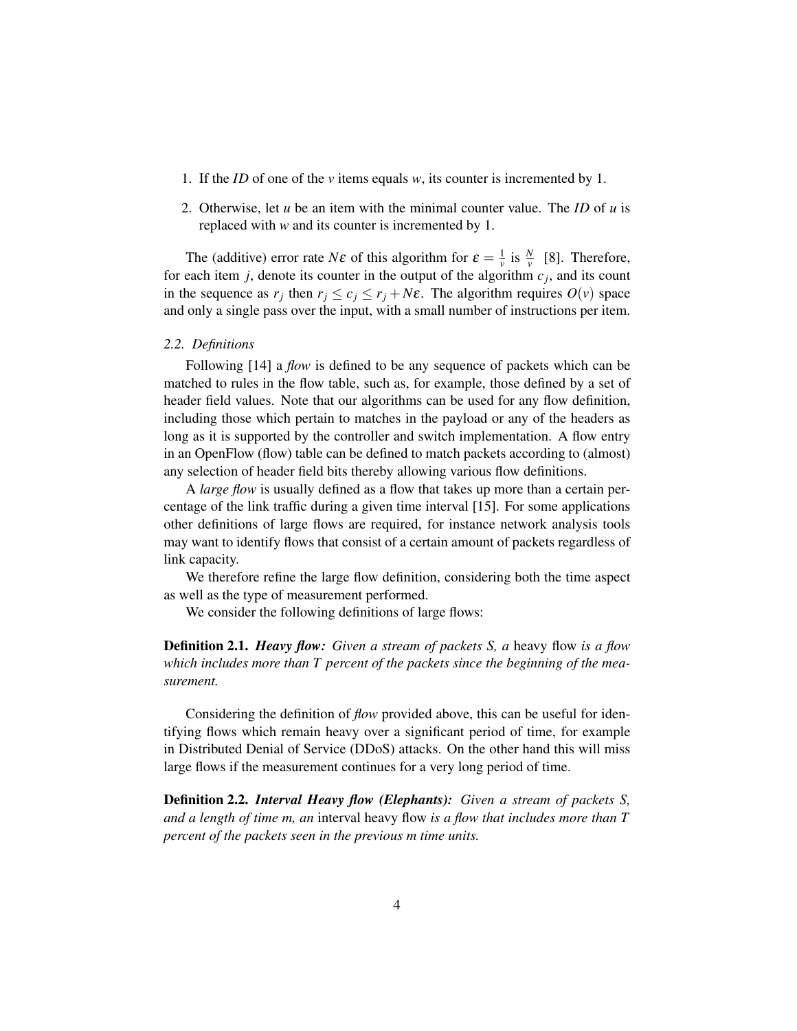1. If the *ID* of one of the $v$ items equals $w$, its counter is incremented by 1.
2. Otherwise, let $u$ be an item with the minimal counter value. The *ID* of $u$ is replaced with $w$ and its counter is incremented by 1.

The (additive) error rate $N\varepsilon$ of this algorithm for $\varepsilon = \frac{1}{v}$ is $\frac{N}{v}$ [8]. Therefore, for each item $j$, denote its counter in the output of the algorithm $c_j$, and its count in the sequence as $r_j$ then $r_j \leq c_j \leq r_j + N\varepsilon$. The algorithm requires $O(v)$ space and only a single pass over the input, with a small number of instructions per item.

### *2.2. Definitions*

Following [14] a *flow* is defined to be any sequence of packets which can be matched to rules in the flow table, such as, for example, those defined by a set of header field values. Note that our algorithms can be used for any flow definition, including those which pertain to matches in the payload or any of the headers as long as it is supported by the controller and switch implementation. A flow entry in an OpenFlow (flow) table can be defined to match packets according to (almost) any selection of header field bits thereby allowing various flow definitions.

A *large flow* is usually defined as a flow that takes up more than a certain percentage of the link traffic during a given time interval [15]. For some applications other definitions of large flows are required, for instance network analysis tools may want to identify flows that consist of a certain amount of packets regardless of link capacity.

We therefore refine the large flow definition, considering both the time aspect as well as the type of measurement performed.

We consider the following definitions of large flows:

**Definition 2.1.** ***Heavy flow:*** *Given a stream of packets S, a* heavy flow *is a flow which includes more than T percent of the packets since the beginning of the measurement.*

Considering the definition of *flow* provided above, this can be useful for identifying flows which remain heavy over a significant period of time, for example in Distributed Denial of Service (DDoS) attacks. On the other hand this will miss large flows if the measurement continues for a very long period of time.

**Definition 2.2.** ***Interval Heavy flow (Elephants):*** *Given a stream of packets S, and a length of time m, an* interval heavy flow *is a flow that includes more than T percent of the packets seen in the previous m time units.*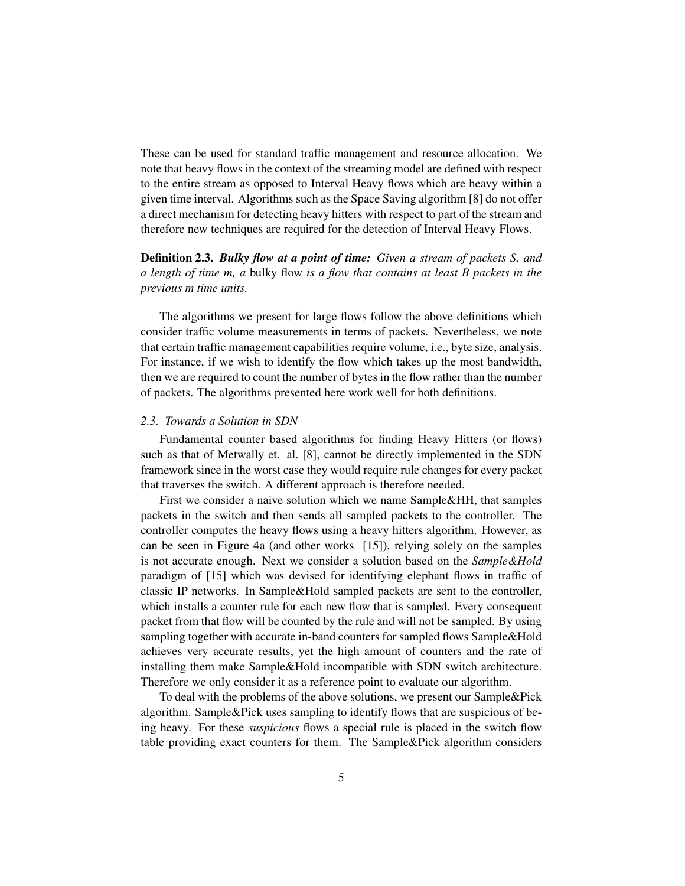These can be used for standard traffic management and resource allocation. We note that heavy flows in the context of the streaming model are defined with respect to the entire stream as opposed to Interval Heavy flows which are heavy within a given time interval. Algorithms such as the Space Saving algorithm [8] do not offer a direct mechanism for detecting heavy hitters with respect to part of the stream and therefore new techniques are required for the detection of Interval Heavy Flows.

**Definition 2.3.** ***Bulky flow at a point of time:*** *Given a stream of packets S, and a length of time m, a* bulky flow *is a flow that contains at least B packets in the previous m time units.*

The algorithms we present for large flows follow the above definitions which consider traffic volume measurements in terms of packets. Nevertheless, we note that certain traffic management capabilities require volume, i.e., byte size, analysis. For instance, if we wish to identify the flow which takes up the most bandwidth, then we are required to count the number of bytes in the flow rather than the number of packets. The algorithms presented here work well for both definitions.

### *2.3. Towards a Solution in SDN*

Fundamental counter based algorithms for finding Heavy Hitters (or flows) such as that of Metwally et. al. [8], cannot be directly implemented in the SDN framework since in the worst case they would require rule changes for every packet that traverses the switch. A different approach is therefore needed.

First we consider a naive solution which we name Sample&HH, that samples packets in the switch and then sends all sampled packets to the controller. The controller computes the heavy flows using a heavy hitters algorithm. However, as can be seen in Figure 4a (and other works [15]), relying solely on the samples is not accurate enough. Next we consider a solution based on the *Sample&Hold* paradigm of [15] which was devised for identifying elephant flows in traffic of classic IP networks. In Sample&Hold sampled packets are sent to the controller, which installs a counter rule for each new flow that is sampled. Every consequent packet from that flow will be counted by the rule and will not be sampled. By using sampling together with accurate in-band counters for sampled flows Sample&Hold achieves very accurate results, yet the high amount of counters and the rate of installing them make Sample&Hold incompatible with SDN switch architecture. Therefore we only consider it as a reference point to evaluate our algorithm.

To deal with the problems of the above solutions, we present our Sample&Pick algorithm. Sample&Pick uses sampling to identify flows that are suspicious of being heavy. For these *suspicious* flows a special rule is placed in the switch flow table providing exact counters for them. The Sample&Pick algorithm considers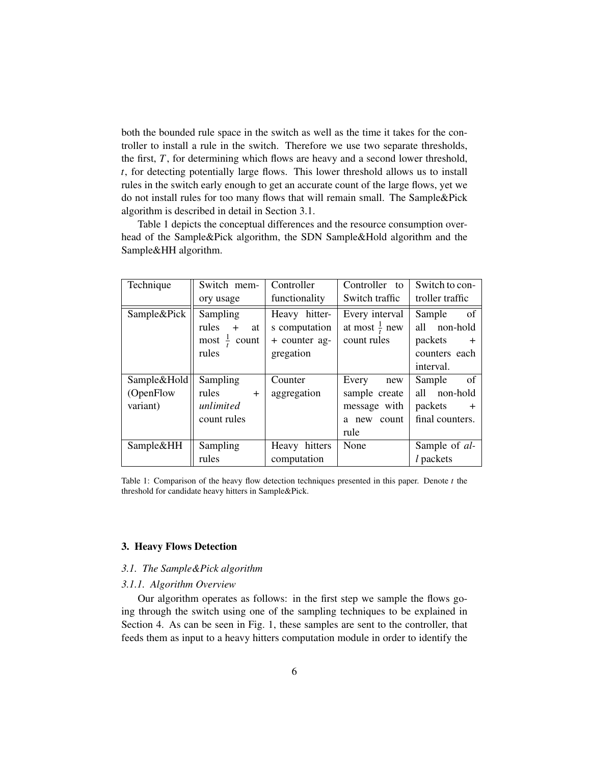both the bounded rule space in the switch as well as the time it takes for the controller to install a rule in the switch. Therefore we use two separate thresholds, the first, $T$, for determining which flows are heavy and a second lower threshold, $t$, for detecting potentially large flows. This lower threshold allows us to install rules in the switch early enough to get an accurate count of the large flows, yet we do not install rules for too many flows that will remain small. The Sample&Pick algorithm is described in detail in Section 3.1.

Table 1 depicts the conceptual differences and the resource consumption overhead of the Sample&Pick algorithm, the SDN Sample&Hold algorithm and the Sample&HH algorithm.

| Technique | Switch memory usage | Controller functionality | Controller to Switch traffic | Switch to controller traffic |
|---|---|---|---|---|
| Sample&Pick | Sampling rules + at most $\frac{1}{t}$ count rules | Heavy hitters computation + counter aggregation | Every interval at most $\frac{1}{t}$ new count rules | Sample of all non-hold packets + counters each interval. |
| Sample&Hold (OpenFlow variant) | Sampling rules + *unlimited* count rules | Counter aggregation | Every new sample create message with a new count rule | Sample of all non-hold packets + final counters. |
| Sample&HH | Sampling rules | Heavy hitters computation | None | Sample of *all* packets |

Table 1: Comparison of the heavy flow detection techniques presented in this paper. Denote $t$ the threshold for candidate heavy hitters in Sample&Pick.

## 3. Heavy Flows Detection

### *3.1. The Sample&Pick algorithm*

#### *3.1.1. Algorithm Overview*

Our algorithm operates as follows: in the first step we sample the flows going through the switch using one of the sampling techniques to be explained in Section 4. As can be seen in Fig. 1, these samples are sent to the controller, that feeds them as input to a heavy hitters computation module in order to identify the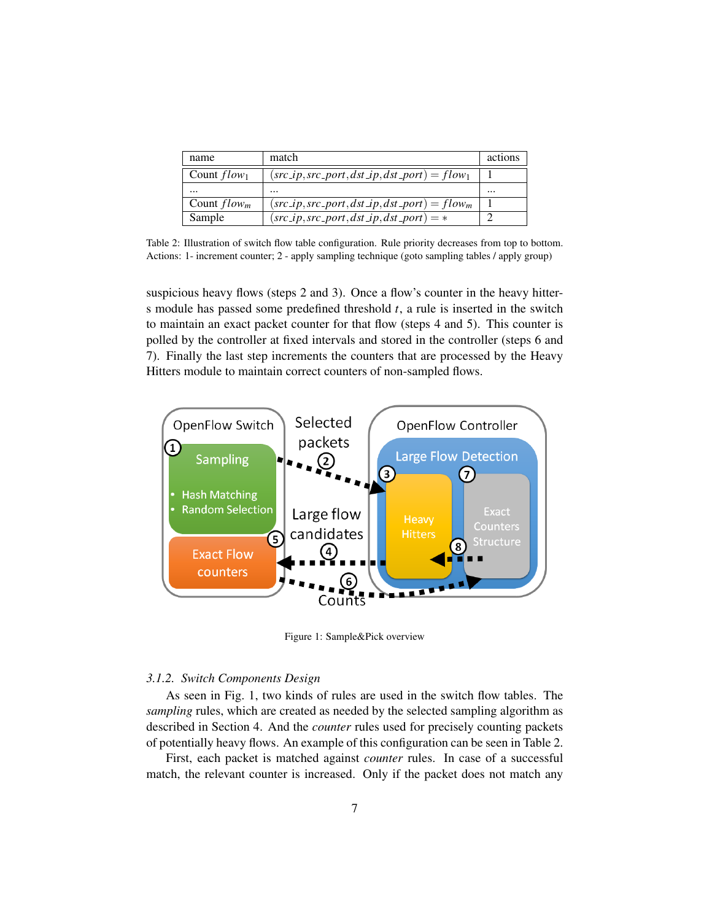| name | match | actions |
| --- | --- | --- |
| Count $flow_1$ | $(src\_ip, src\_port, dst\_ip, dst\_port) = flow_1$ | 1 |
| ... | ... | ... |
| Count $flow_m$ | $(src\_ip, src\_port, dst\_ip, dst\_port) = flow_m$ | 1 |
| Sample | $(src\_ip, src\_port, dst\_ip, dst\_port) = *$ | 2 |

Table 2: Illustration of switch flow table configuration. Rule priority decreases from top to bottom. Actions: 1- increment counter; 2 - apply sampling technique (goto sampling tables / apply group)

suspicious heavy flows (steps 2 and 3). Once a flow's counter in the heavy hitters module has passed some predefined threshold $t$, a rule is inserted in the switch to maintain an exact packet counter for that flow (steps 4 and 5). This counter is polled by the controller at fixed intervals and stored in the controller (steps 6 and 7). Finally the last step increments the counters that are processed by the Heavy Hitters module to maintain correct counters of non-sampled flows.

Figure 1: Sample&Pick overview

### 3.1.2. Switch Components Design

As seen in Fig. 1, two kinds of rules are used in the switch flow tables. The *sampling* rules, which are created as needed by the selected sampling algorithm as described in Section 4. And the *counter* rules used for precisely counting packets of potentially heavy flows. An example of this configuration can be seen in Table 2.

First, each packet is matched against *counter* rules. In case of a successful match, the relevant counter is increased. Only if the packet does not match any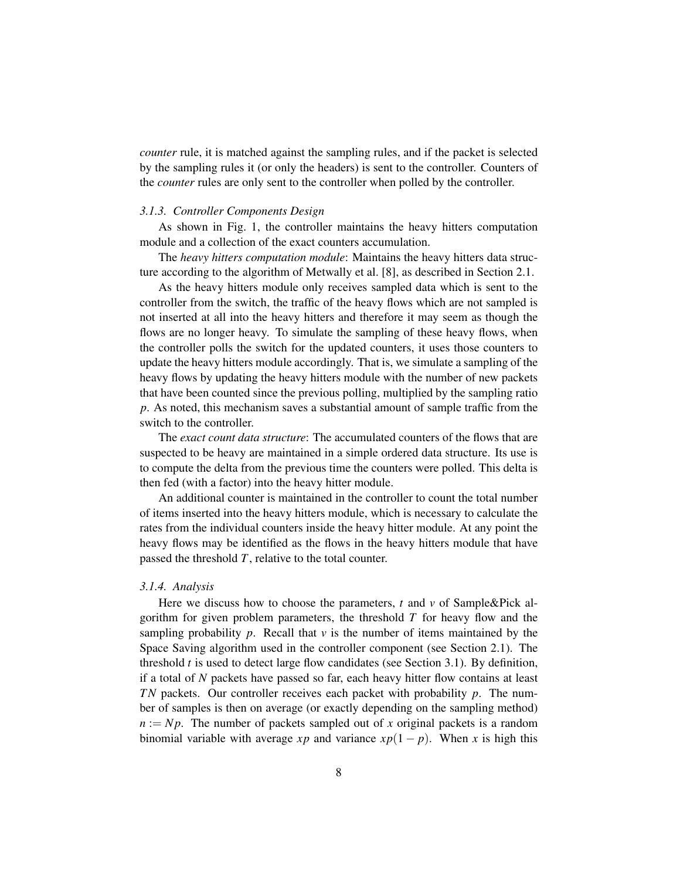*counter* rule, it is matched against the sampling rules, and if the packet is selected by the sampling rules it (or only the headers) is sent to the controller. Counters of the *counter* rules are only sent to the controller when polled by the controller.

#### *3.1.3. Controller Components Design*

As shown in Fig. 1, the controller maintains the heavy hitters computation module and a collection of the exact counters accumulation.

The *heavy hitters computation module*: Maintains the heavy hitters data structure according to the algorithm of Metwally et al. [8], as described in Section 2.1.

As the heavy hitters module only receives sampled data which is sent to the controller from the switch, the traffic of the heavy flows which are not sampled is not inserted at all into the heavy hitters and therefore it may seem as though the flows are no longer heavy. To simulate the sampling of these heavy flows, when the controller polls the switch for the updated counters, it uses those counters to update the heavy hitters module accordingly. That is, we simulate a sampling of the heavy flows by updating the heavy hitters module with the number of new packets that have been counted since the previous polling, multiplied by the sampling ratio $p$. As noted, this mechanism saves a substantial amount of sample traffic from the switch to the controller.

The *exact count data structure*: The accumulated counters of the flows that are suspected to be heavy are maintained in a simple ordered data structure. Its use is to compute the delta from the previous time the counters were polled. This delta is then fed (with a factor) into the heavy hitter module.

An additional counter is maintained in the controller to count the total number of items inserted into the heavy hitters module, which is necessary to calculate the rates from the individual counters inside the heavy hitter module. At any point the heavy flows may be identified as the flows in the heavy hitters module that have passed the threshold $T$, relative to the total counter.

#### *3.1.4. Analysis*

Here we discuss how to choose the parameters, $t$ and $v$ of Sample&Pick algorithm for given problem parameters, the threshold $T$ for heavy flow and the sampling probability $p$. Recall that $v$ is the number of items maintained by the Space Saving algorithm used in the controller component (see Section 2.1). The threshold $t$ is used to detect large flow candidates (see Section 3.1). By definition, if a total of $N$ packets have passed so far, each heavy hitter flow contains at least $TN$ packets. Our controller receives each packet with probability $p$. The number of samples is then on average (or exactly depending on the sampling method) $n := Np$. The number of packets sampled out of $x$ original packets is a random binomial variable with average $xp$ and variance $xp(1-p)$. When $x$ is high this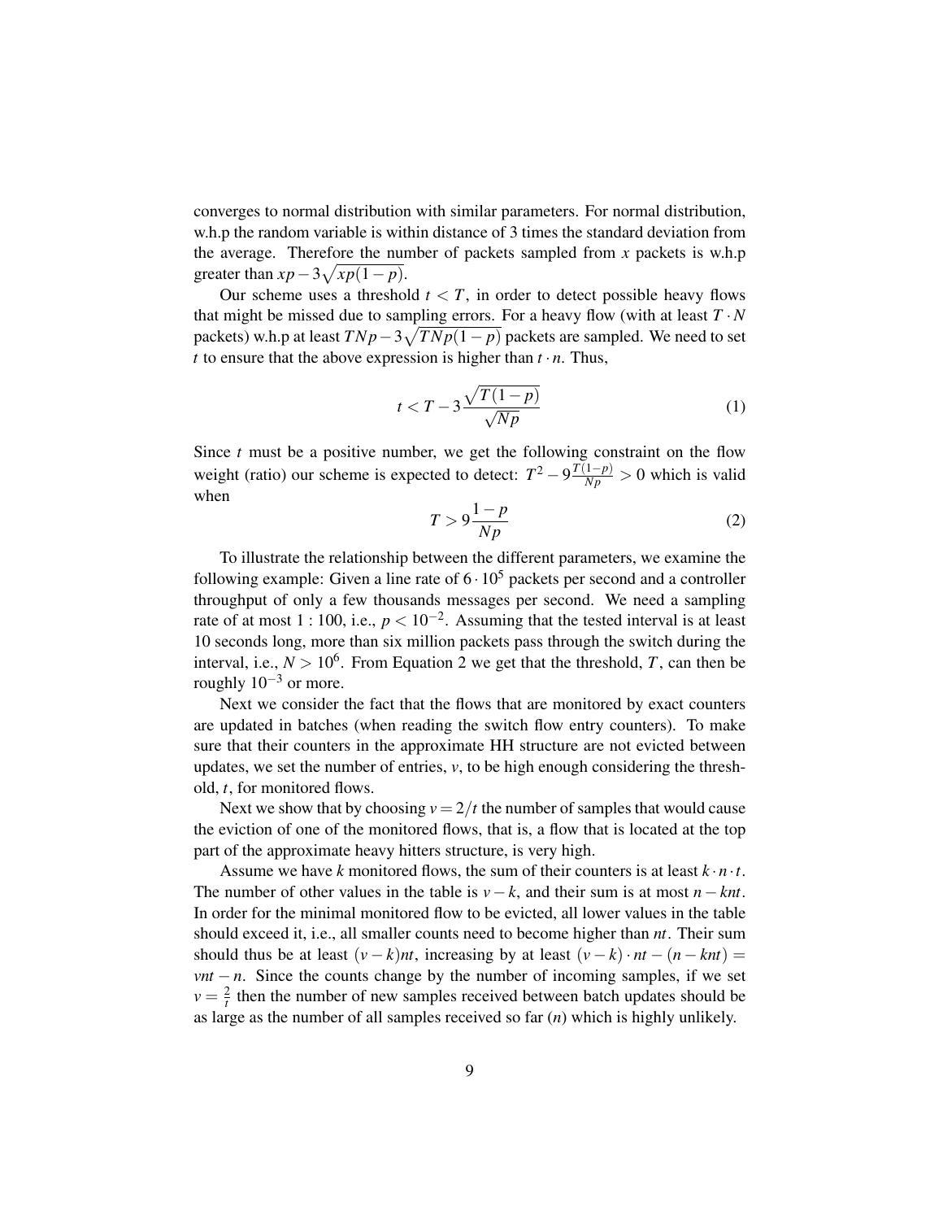converges to normal distribution with similar parameters. For normal distribution, w.h.p the random variable is within distance of 3 times the standard deviation from the average. Therefore the number of packets sampled from $x$ packets is w.h.p greater than $xp - 3\sqrt{xp(1-p)}$.

Our scheme uses a threshold $t < T$, in order to detect possible heavy flows that might be missed due to sampling errors. For a heavy flow (with at least $T \cdot N$ packets) w.h.p at least $TNp - 3\sqrt{TNp(1-p)}$ packets are sampled. We need to set $t$ to ensure that the above expression is higher than $t \cdot n$. Thus,

$$t < T - 3\frac{\sqrt{T(1-p)}}{\sqrt{Np}} \tag{1}$$

Since $t$ must be a positive number, we get the following constraint on the flow weight (ratio) our scheme is expected to detect: $T^2 - 9\frac{T(1-p)}{Np} > 0$ which is valid when

$$T > 9\frac{1-p}{Np} \tag{2}$$

To illustrate the relationship between the different parameters, we examine the following example: Given a line rate of $6 \cdot 10^5$ packets per second and a controller throughput of only a few thousands messages per second. We need a sampling rate of at most $1:100$, i.e., $p < 10^{-2}$. Assuming that the tested interval is at least 10 seconds long, more than six million packets pass through the switch during the interval, i.e., $N > 10^6$. From Equation 2 we get that the threshold, $T$, can then be roughly $10^{-3}$ or more.

Next we consider the fact that the flows that are monitored by exact counters are updated in batches (when reading the switch flow entry counters). To make sure that their counters in the approximate HH structure are not evicted between updates, we set the number of entries, $v$, to be high enough considering the threshold, $t$, for monitored flows.

Next we show that by choosing $v = 2/t$ the number of samples that would cause the eviction of one of the monitored flows, that is, a flow that is located at the top part of the approximate heavy hitters structure, is very high.

Assume we have $k$ monitored flows, the sum of their counters is at least $k \cdot n \cdot t$. The number of other values in the table is $v - k$, and their sum is at most $n - knt$. In order for the minimal monitored flow to be evicted, all lower values in the table should exceed it, i.e., all smaller counts need to become higher than $nt$. Their sum should thus be at least $(v-k)nt$, increasing by at least $(v-k) \cdot nt - (n - knt) = vnt - n$. Since the counts change by the number of incoming samples, if we set $v = \frac{2}{t}$ then the number of new samples received between batch updates should be as large as the number of all samples received so far ($n$) which is highly unlikely.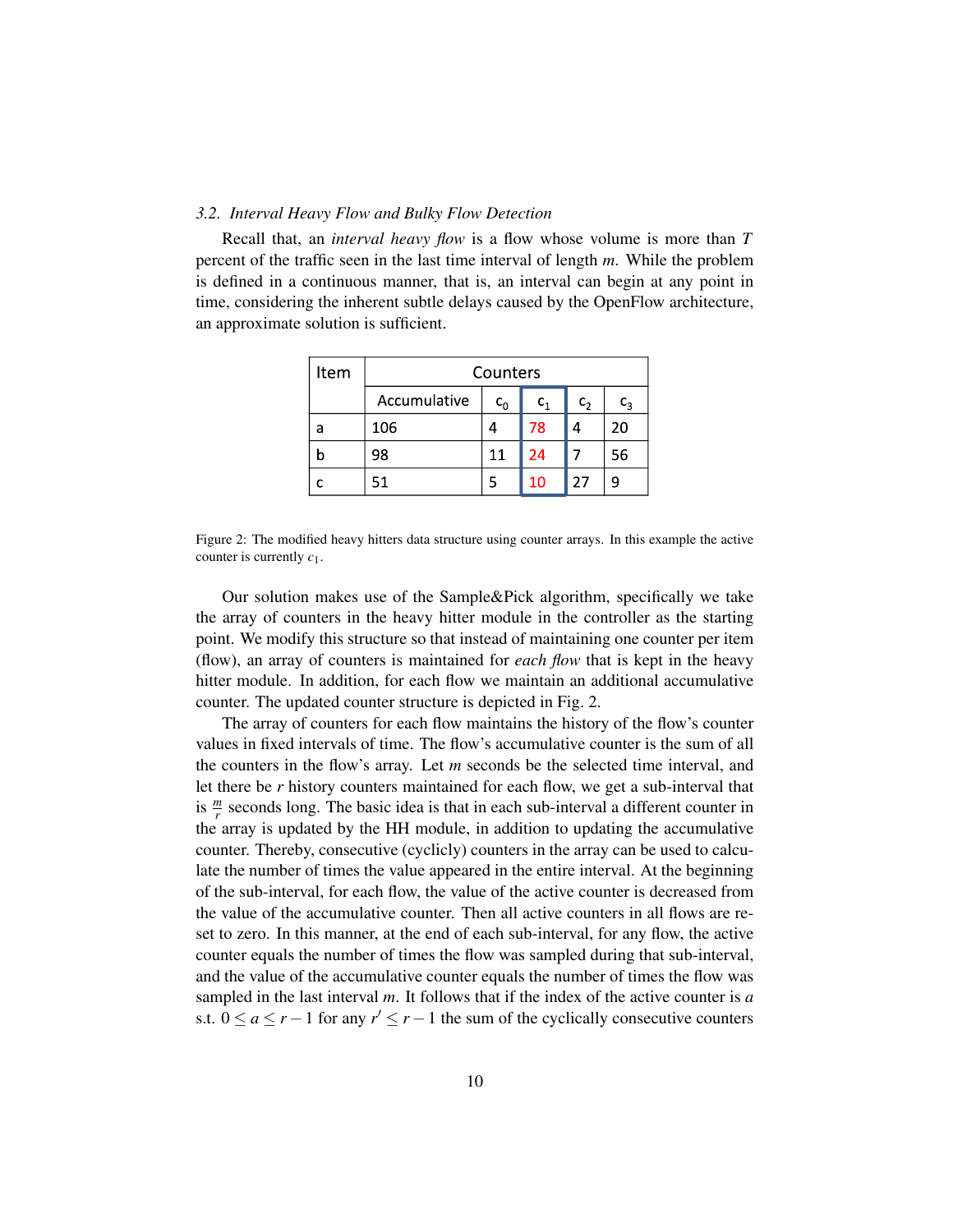### 3.2. Interval Heavy Flow and Bulky Flow Detection

Recall that, an *interval heavy flow* is a flow whose volume is more than $T$ percent of the traffic seen in the last time interval of length $m$. While the problem is defined in a continuous manner, that is, an interval can begin at any point in time, considering the inherent subtle delays caused by the OpenFlow architecture, an approximate solution is sufficient.

| Item | Counters | | | | |
|---|---|---|---|---|---|
| | Accumulative | $c_0$ | $c_1$ | $c_2$ | $c_3$ |
| a | 106 | 4 | 78 | 4 | 20 |
| b | 98 | 11 | 24 | 7 | 56 |
| c | 51 | 5 | 10 | 27 | 9 |

Figure 2: The modified heavy hitters data structure using counter arrays. In this example the active counter is currently $c_1$.

Our solution makes use of the Sample&Pick algorithm, specifically we take the array of counters in the heavy hitter module in the controller as the starting point. We modify this structure so that instead of maintaining one counter per item (flow), an array of counters is maintained for *each flow* that is kept in the heavy hitter module. In addition, for each flow we maintain an additional accumulative counter. The updated counter structure is depicted in Fig. 2.

The array of counters for each flow maintains the history of the flow's counter values in fixed intervals of time. The flow's accumulative counter is the sum of all the counters in the flow's array. Let $m$ seconds be the selected time interval, and let there be $r$ history counters maintained for each flow, we get a sub-interval that is $\frac{m}{r}$ seconds long. The basic idea is that in each sub-interval a different counter in the array is updated by the HH module, in addition to updating the accumulative counter. Thereby, consecutive (cyclicly) counters in the array can be used to calculate the number of times the value appeared in the entire interval. At the beginning of the sub-interval, for each flow, the value of the active counter is decreased from the value of the accumulative counter. Then all active counters in all flows are reset to zero. In this manner, at the end of each sub-interval, for any flow, the active counter equals the number of times the flow was sampled during that sub-interval, and the value of the accumulative counter equals the number of times the flow was sampled in the last interval $m$. It follows that if the index of the active counter is $a$ s.t. $0 \leq a \leq r-1$ for any $r' \leq r-1$ the sum of the cyclically consecutive counters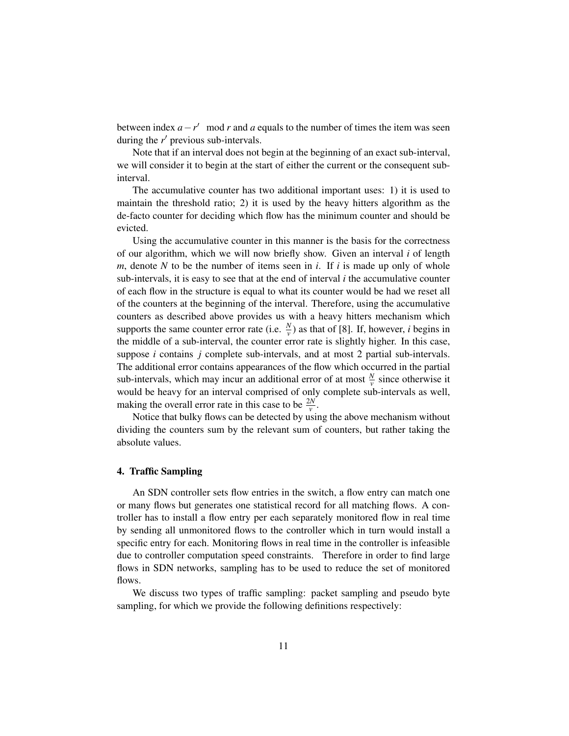between index $a - r' \mod r$ and $a$ equals to the number of times the item was seen during the $r'$ previous sub-intervals.

Note that if an interval does not begin at the beginning of an exact sub-interval, we will consider it to begin at the start of either the current or the consequent sub-interval.

The accumulative counter has two additional important uses: 1) it is used to maintain the threshold ratio; 2) it is used by the heavy hitters algorithm as the de-facto counter for deciding which flow has the minimum counter and should be evicted.

Using the accumulative counter in this manner is the basis for the correctness of our algorithm, which we will now briefly show. Given an interval $i$ of length $m$, denote $N$ to be the number of items seen in $i$. If $i$ is made up only of whole sub-intervals, it is easy to see that at the end of interval $i$ the accumulative counter of each flow in the structure is equal to what its counter would be had we reset all of the counters at the beginning of the interval. Therefore, using the accumulative counters as described above provides us with a heavy hitters mechanism which supports the same counter error rate (i.e. $\frac{N}{v}$) as that of [8]. If, however, $i$ begins in the middle of a sub-interval, the counter error rate is slightly higher. In this case, suppose $i$ contains $j$ complete sub-intervals, and at most 2 partial sub-intervals. The additional error contains appearances of the flow which occurred in the partial sub-intervals, which may incur an additional error of at most $\frac{N}{v}$ since otherwise it would be heavy for an interval comprised of only complete sub-intervals as well, making the overall error rate in this case to be $\frac{2N}{v}$.

Notice that bulky flows can be detected by using the above mechanism without dividing the counters sum by the relevant sum of counters, but rather taking the absolute values.

## 4. Traffic Sampling

An SDN controller sets flow entries in the switch, a flow entry can match one or many flows but generates one statistical record for all matching flows. A controller has to install a flow entry per each separately monitored flow in real time by sending all unmonitored flows to the controller which in turn would install a specific entry for each. Monitoring flows in real time in the controller is infeasible due to controller computation speed constraints. Therefore in order to find large flows in SDN networks, sampling has to be used to reduce the set of monitored flows.

We discuss two types of traffic sampling: packet sampling and pseudo byte sampling, for which we provide the following definitions respectively: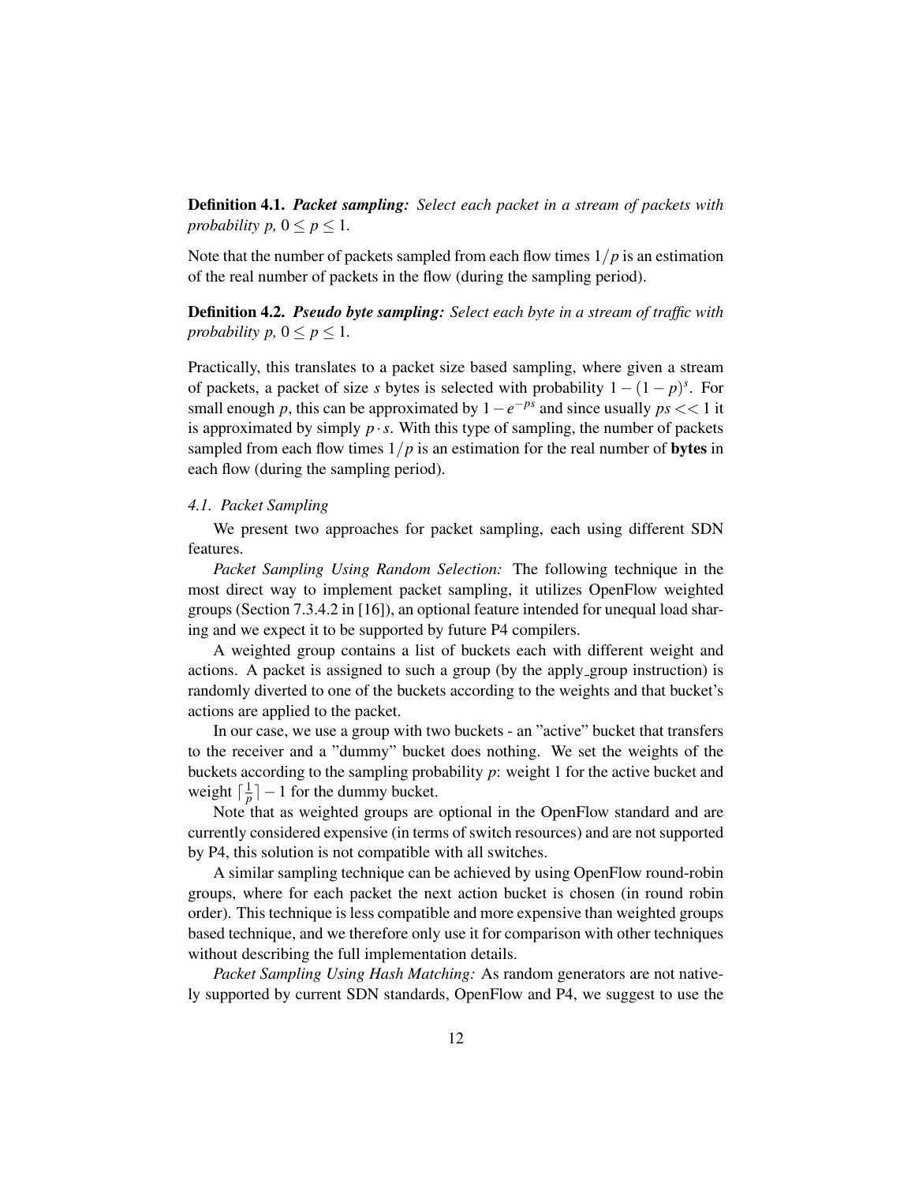**Definition 4.1.** ***Packet sampling:*** *Select each packet in a stream of packets with probability p,* $0 \leq p \leq 1$*.*

Note that the number of packets sampled from each flow times $1/p$ is an estimation of the real number of packets in the flow (during the sampling period).

**Definition 4.2.** ***Pseudo byte sampling:*** *Select each byte in a stream of traffic with probability p,* $0 \leq p \leq 1$*.*

Practically, this translates to a packet size based sampling, where given a stream of packets, a packet of size $s$ bytes is selected with probability $1-(1-p)^s$. For small enough $p$, this can be approximated by $1-e^{-ps}$ and since usually $ps << 1$ it is approximated by simply $p \cdot s$. With this type of sampling, the number of packets sampled from each flow times $1/p$ is an estimation for the real number of **bytes** in each flow (during the sampling period).

### *4.1. Packet Sampling*

We present two approaches for packet sampling, each using different SDN features.

*Packet Sampling Using Random Selection:* The following technique in the most direct way to implement packet sampling, it utilizes OpenFlow weighted groups (Section 7.3.4.2 in [16]), an optional feature intended for unequal load sharing and we expect it to be supported by future P4 compilers.

A weighted group contains a list of buckets each with different weight and actions. A packet is assigned to such a group (by the apply_group instruction) is randomly diverted to one of the buckets according to the weights and that bucket's actions are applied to the packet.

In our case, we use a group with two buckets - an "active" bucket that transfers to the receiver and a "dummy" bucket does nothing. We set the weights of the buckets according to the sampling probability $p$: weight 1 for the active bucket and weight $\lceil \frac{1}{p} \rceil - 1$ for the dummy bucket.

Note that as weighted groups are optional in the OpenFlow standard and are currently considered expensive (in terms of switch resources) and are not supported by P4, this solution is not compatible with all switches.

A similar sampling technique can be achieved by using OpenFlow round-robin groups, where for each packet the next action bucket is chosen (in round robin order). This technique is less compatible and more expensive than weighted groups based technique, and we therefore only use it for comparison with other techniques without describing the full implementation details.

*Packet Sampling Using Hash Matching:* As random generators are not natively supported by current SDN standards, OpenFlow and P4, we suggest to use the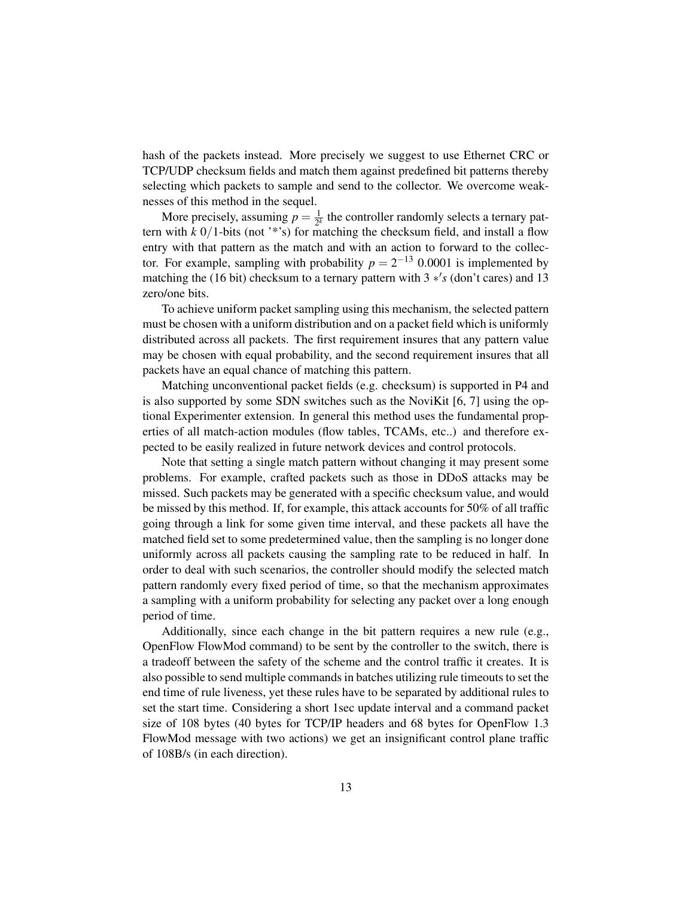hash of the packets instead. More precisely we suggest to use Ethernet CRC or TCP/UDP checksum fields and match them against predefined bit patterns thereby selecting which packets to sample and send to the collector. We overcome weaknesses of this method in the sequel.

More precisely, assuming $p = \frac{1}{2^k}$ the controller randomly selects a ternary pattern with $k$ 0/1-bits (not '*'s) for matching the checksum field, and install a flow entry with that pattern as the match and with an action to forward to the collector. For example, sampling with probability $p = 2^{-13}$ 0.0001 is implemented by matching the (16 bit) checksum to a ternary pattern with 3 $*'s$ (don't cares) and 13 zero/one bits.

To achieve uniform packet sampling using this mechanism, the selected pattern must be chosen with a uniform distribution and on a packet field which is uniformly distributed across all packets. The first requirement insures that any pattern value may be chosen with equal probability, and the second requirement insures that all packets have an equal chance of matching this pattern.

Matching unconventional packet fields (e.g. checksum) is supported in P4 and is also supported by some SDN switches such as the NoviKit [6, 7] using the optional Experimenter extension. In general this method uses the fundamental properties of all match-action modules (flow tables, TCAMs, etc..) and therefore expected to be easily realized in future network devices and control protocols.

Note that setting a single match pattern without changing it may present some problems. For example, crafted packets such as those in DDoS attacks may be missed. Such packets may be generated with a specific checksum value, and would be missed by this method. If, for example, this attack accounts for 50% of all traffic going through a link for some given time interval, and these packets all have the matched field set to some predetermined value, then the sampling is no longer done uniformly across all packets causing the sampling rate to be reduced in half. In order to deal with such scenarios, the controller should modify the selected match pattern randomly every fixed period of time, so that the mechanism approximates a sampling with a uniform probability for selecting any packet over a long enough period of time.

Additionally, since each change in the bit pattern requires a new rule (e.g., OpenFlow FlowMod command) to be sent by the controller to the switch, there is a tradeoff between the safety of the scheme and the control traffic it creates. It is also possible to send multiple commands in batches utilizing rule timeouts to set the end time of rule liveness, yet these rules have to be separated by additional rules to set the start time. Considering a short 1sec update interval and a command packet size of 108 bytes (40 bytes for TCP/IP headers and 68 bytes for OpenFlow 1.3 FlowMod message with two actions) we get an insignificant control plane traffic of 108B/s (in each direction).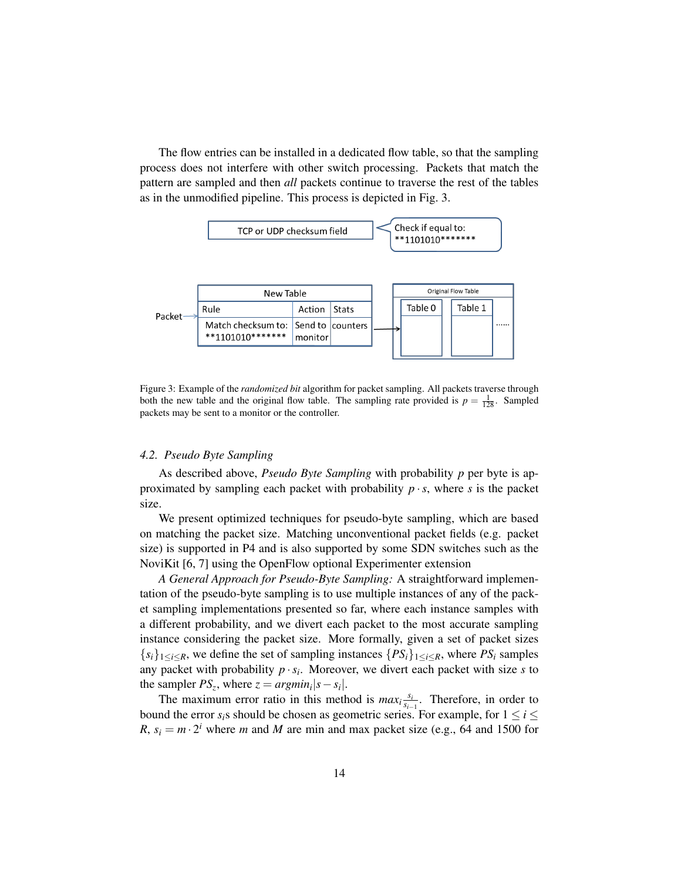The flow entries can be installed in a dedicated flow table, so that the sampling process does not interfere with other switch processing. Packets that match the pattern are sampled and then *all* packets continue to traverse the rest of the tables as in the unmodified pipeline. This process is depicted in Fig. 3.

Figure 3: Example of the *randomized bit* algorithm for packet sampling. All packets traverse through both the new table and the original flow table. The sampling rate provided is $p = \frac{1}{128}$. Sampled packets may be sent to a monitor or the controller.

### 4.2. Pseudo Byte Sampling

As described above, *Pseudo Byte Sampling* with probability $p$ per byte is approximated by sampling each packet with probability $p \cdot s$, where $s$ is the packet size.

We present optimized techniques for pseudo-byte sampling, which are based on matching the packet size. Matching unconventional packet fields (e.g. packet size) is supported in P4 and is also supported by some SDN switches such as the NoviKit [6, 7] using the OpenFlow optional Experimenter extension

*A General Approach for Pseudo-Byte Sampling:* A straightforward implementation of the pseudo-byte sampling is to use multiple instances of any of the packet sampling implementations presented so far, where each instance samples with a different probability, and we divert each packet to the most accurate sampling instance considering the packet size. More formally, given a set of packet sizes $\{s_i\}_{1 \le i \le R}$, we define the set of sampling instances $\{PS_i\}_{1 \le i \le R}$, where $PS_i$ samples any packet with probability $p \cdot s_i$. Moreover, we divert each packet with size $s$ to the sampler $PS_z$, where $z = argmin_i |s - s_i|$.

The maximum error ratio in this method is $max_i \frac{s_i}{s_{i-1}}$. Therefore, in order to bound the error $s_i$s should be chosen as geometric series. For example, for $1 \le i \le R$, $s_i = m \cdot 2^i$ where $m$ and $M$ are min and max packet size (e.g., 64 and 1500 for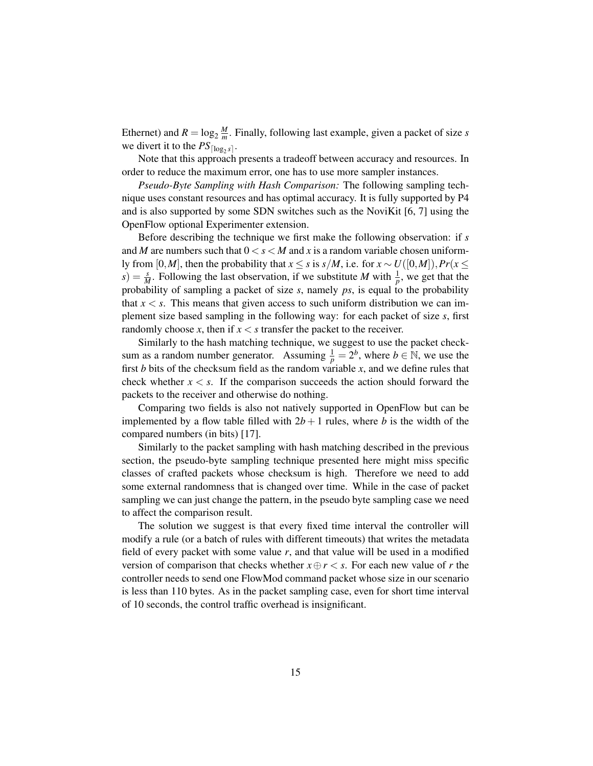Ethernet) and $R = \log_2 \frac{M}{m}$. Finally, following last example, given a packet of size $s$ we divert it to the $PS_{\lceil \log_2 s \rceil}$.

Note that this approach presents a tradeoff between accuracy and resources. In order to reduce the maximum error, one has to use more sampler instances.

*Pseudo-Byte Sampling with Hash Comparison:* The following sampling technique uses constant resources and has optimal accuracy. It is fully supported by P4 and is also supported by some SDN switches such as the NoviKit [6, 7] using the OpenFlow optional Experimenter extension.

Before describing the technique we first make the following observation: if $s$ and $M$ are numbers such that $0 < s < M$ and $x$ is a random variable chosen uniformly from $[0, M]$, then the probability that $x \leq s$ is $s/M$, i.e. for $x \sim U([0, M]), Pr(x \leq s) = \frac{s}{M}$. Following the last observation, if we substitute $M$ with $\frac{1}{p}$, we get that the probability of sampling a packet of size $s$, namely $ps$, is equal to the probability that $x < s$. This means that given access to such uniform distribution we can implement size based sampling in the following way: for each packet of size $s$, first randomly choose $x$, then if $x < s$ transfer the packet to the receiver.

Similarly to the hash matching technique, we suggest to use the packet checksum as a random number generator. Assuming $\frac{1}{p} = 2^b$, where $b \in \mathbb{N}$, we use the first $b$ bits of the checksum field as the random variable $x$, and we define rules that check whether $x < s$. If the comparison succeeds the action should forward the packets to the receiver and otherwise do nothing.

Comparing two fields is also not natively supported in OpenFlow but can be implemented by a flow table filled with $2b + 1$ rules, where $b$ is the width of the compared numbers (in bits) [17].

Similarly to the packet sampling with hash matching described in the previous section, the pseudo-byte sampling technique presented here might miss specific classes of crafted packets whose checksum is high. Therefore we need to add some external randomness that is changed over time. While in the case of packet sampling we can just change the pattern, in the pseudo byte sampling case we need to affect the comparison result.

The solution we suggest is that every fixed time interval the controller will modify a rule (or a batch of rules with different timeouts) that writes the metadata field of every packet with some value $r$, and that value will be used in a modified version of comparison that checks whether $x \oplus r < s$. For each new value of $r$ the controller needs to send one FlowMod command packet whose size in our scenario is less than 110 bytes. As in the packet sampling case, even for short time interval of 10 seconds, the control traffic overhead is insignificant.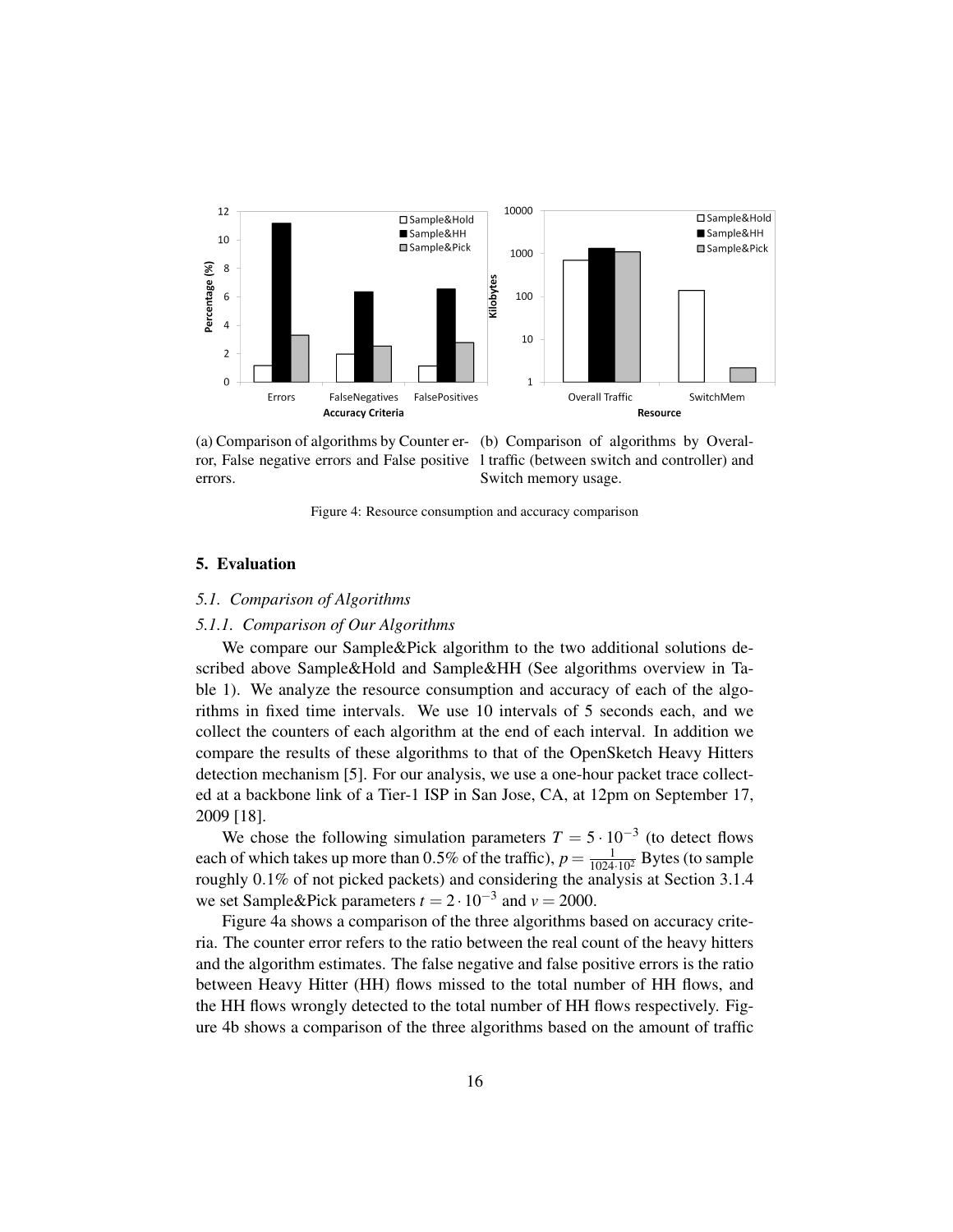(a) Comparison of algorithms by Counter error, False negative errors and False positive errors.

(b) Comparison of algorithms by Overall traffic (between switch and controller) and Switch memory usage.

Figure 4: Resource consumption and accuracy comparison

## 5. Evaluation

### 5.1. Comparison of Algorithms

#### 5.1.1. Comparison of Our Algorithms

We compare our Sample&Pick algorithm to the two additional solutions described above Sample&Hold and Sample&HH (See algorithms overview in Table 1). We analyze the resource consumption and accuracy of each of the algorithms in fixed time intervals. We use 10 intervals of 5 seconds each, and we collect the counters of each algorithm at the end of each interval. In addition we compare the results of these algorithms to that of the OpenSketch Heavy Hitters detection mechanism [5]. For our analysis, we use a one-hour packet trace collected at a backbone link of a Tier-1 ISP in San Jose, CA, at 12pm on September 17, 2009 [18].

We chose the following simulation parameters $T = 5 \cdot 10^{-3}$ (to detect flows each of which takes up more than 0.5% of the traffic), $p = \frac{1}{1024 \cdot 10^2}$ Bytes (to sample roughly 0.1% of not picked packets) and considering the analysis at Section 3.1.4 we set Sample&Pick parameters $t = 2 \cdot 10^{-3}$ and $v = 2000$.

Figure 4a shows a comparison of the three algorithms based on accuracy criteria. The counter error refers to the ratio between the real count of the heavy hitters and the algorithm estimates. The false negative and false positive errors is the ratio between Heavy Hitter (HH) flows missed to the total number of HH flows, and the HH flows wrongly detected to the total number of HH flows respectively. Figure 4b shows a comparison of the three algorithms based on the amount of traffic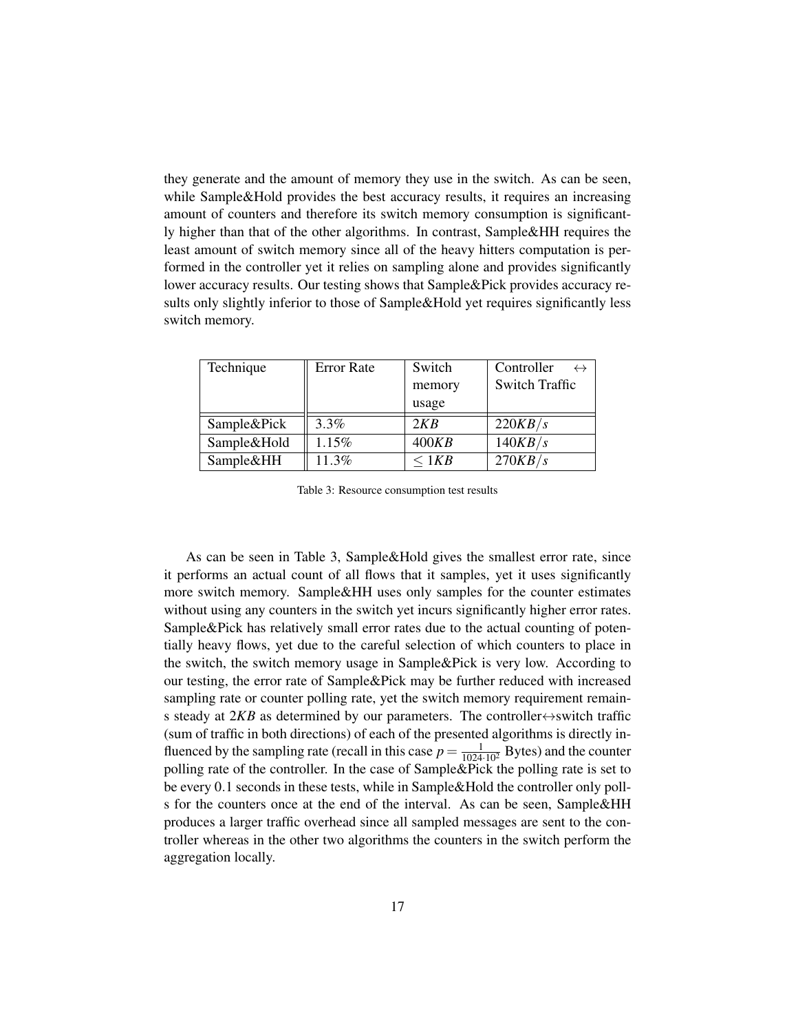they generate and the amount of memory they use in the switch. As can be seen, while Sample&Hold provides the best accuracy results, it requires an increasing amount of counters and therefore its switch memory consumption is significantly higher than that of the other algorithms. In contrast, Sample&HH requires the least amount of switch memory since all of the heavy hitters computation is performed in the controller yet it relies on sampling alone and provides significantly lower accuracy results. Our testing shows that Sample&Pick provides accuracy results only slightly inferior to those of Sample&Hold yet requires significantly less switch memory.

| Technique | Error Rate | Switch memory usage | Controller $\leftrightarrow$ Switch Traffic |
|---|---|---|---|
| Sample&Pick | 3.3% | $2KB$ | $220KB/s$ |
| Sample&Hold | 1.15% | $400KB$ | $140KB/s$ |
| Sample&HH | 11.3% | $\leq 1KB$ | $270KB/s$ |

Table 3: Resource consumption test results

As can be seen in Table 3, Sample&Hold gives the smallest error rate, since it performs an actual count of all flows that it samples, yet it uses significantly more switch memory. Sample&HH uses only samples for the counter estimates without using any counters in the switch yet incurs significantly higher error rates. Sample&Pick has relatively small error rates due to the actual counting of potentially heavy flows, yet due to the careful selection of which counters to place in the switch, the switch memory usage in Sample&Pick is very low. According to our testing, the error rate of Sample&Pick may be further reduced with increased sampling rate or counter polling rate, yet the switch memory requirement remains steady at $2KB$ as determined by our parameters. The controller$\leftrightarrow$switch traffic (sum of traffic in both directions) of each of the presented algorithms is directly influenced by the sampling rate (recall in this case $p = \frac{1}{1024 \cdot 10^2}$ Bytes) and the counter polling rate of the controller. In the case of Sample&Pick the polling rate is set to be every 0.1 seconds in these tests, while in Sample&Hold the controller only polls for the counters once at the end of the interval. As can be seen, Sample&HH produces a larger traffic overhead since all sampled messages are sent to the controller whereas in the other two algorithms the counters in the switch perform the aggregation locally.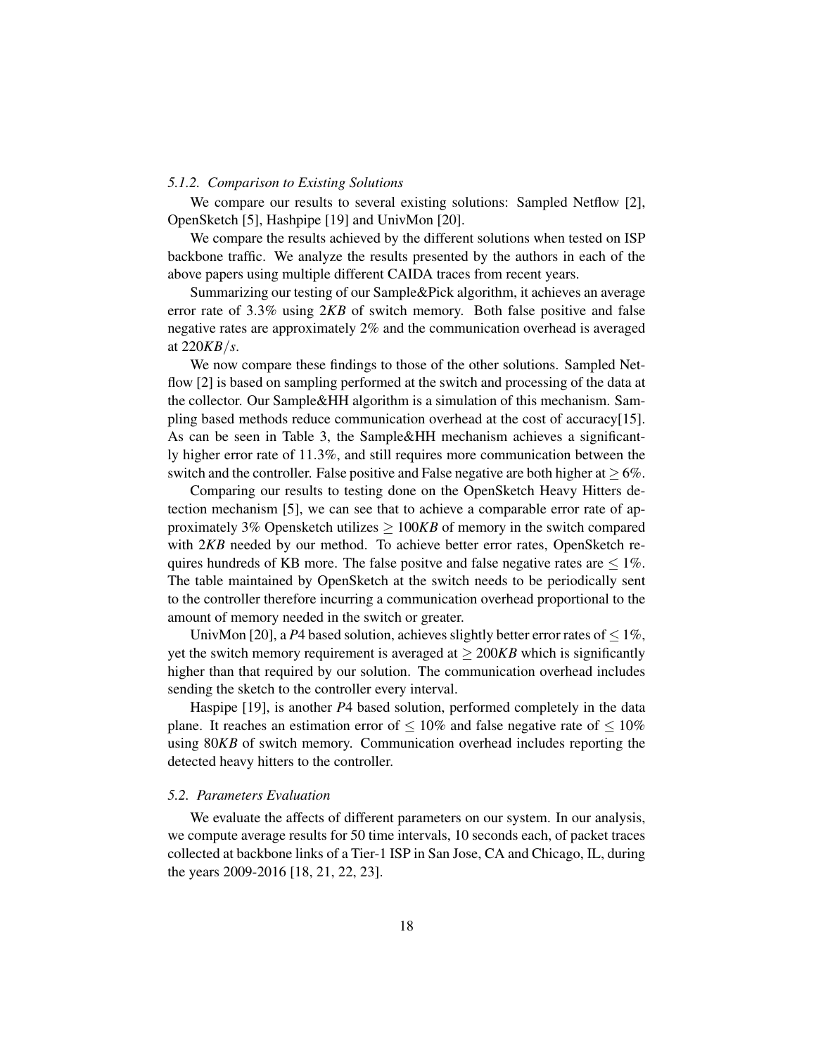### *5.1.2. Comparison to Existing Solutions*

We compare our results to several existing solutions: Sampled Netflow [2], OpenSketch [5], Hashpipe [19] and UnivMon [20].

We compare the results achieved by the different solutions when tested on ISP backbone traffic. We analyze the results presented by the authors in each of the above papers using multiple different CAIDA traces from recent years.

Summarizing our testing of our Sample&Pick algorithm, it achieves an average error rate of 3.3% using $2KB$ of switch memory. Both false positive and false negative rates are approximately 2% and the communication overhead is averaged at $220KB/s$.

We now compare these findings to those of the other solutions. Sampled Netflow [2] is based on sampling performed at the switch and processing of the data at the collector. Our Sample&HH algorithm is a simulation of this mechanism. Sampling based methods reduce communication overhead at the cost of accuracy[15]. As can be seen in Table 3, the Sample&HH mechanism achieves a significantly higher error rate of 11.3%, and still requires more communication between the switch and the controller. False positive and False negative are both higher at $\geq 6\%$.

Comparing our results to testing done on the OpenSketch Heavy Hitters detection mechanism [5], we can see that to achieve a comparable error rate of approximately 3% Opensketch utilizes $\geq 100KB$ of memory in the switch compared with $2KB$ needed by our method. To achieve better error rates, OpenSketch requires hundreds of KB more. The false positve and false negative rates are $\leq 1\%$. The table maintained by OpenSketch at the switch needs to be periodically sent to the controller therefore incurring a communication overhead proportional to the amount of memory needed in the switch or greater.

UnivMon [20], a $P4$ based solution, achieves slightly better error rates of $\leq 1\%$, yet the switch memory requirement is averaged at $\geq 200KB$ which is significantly higher than that required by our solution. The communication overhead includes sending the sketch to the controller every interval.

Haspipe [19], is another $P4$ based solution, performed completely in the data plane. It reaches an estimation error of $\leq 10\%$ and false negative rate of $\leq 10\%$ using $80KB$ of switch memory. Communication overhead includes reporting the detected heavy hitters to the controller.

### *5.2. Parameters Evaluation*

We evaluate the affects of different parameters on our system. In our analysis, we compute average results for 50 time intervals, 10 seconds each, of packet traces collected at backbone links of a Tier-1 ISP in San Jose, CA and Chicago, IL, during the years 2009-2016 [18, 21, 22, 23].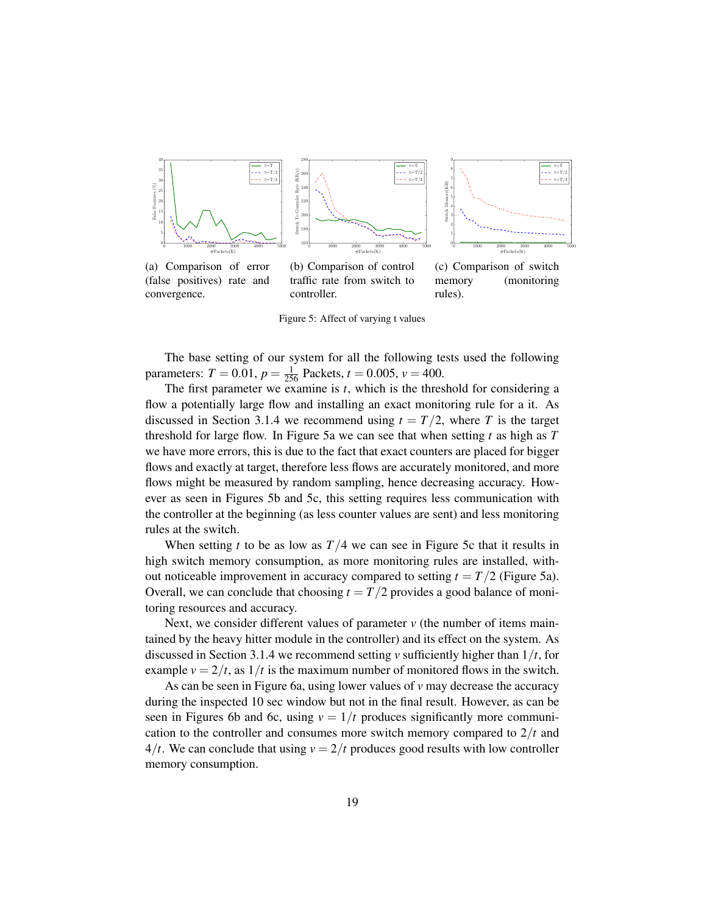(a) Comparison of error (false positives) rate and convergence.

(b) Comparison of control traffic rate from switch to controller.

(c) Comparison of switch memory (monitoring rules).

Figure 5: Affect of varying t values

The base setting of our system for all the following tests used the following parameters: $T = 0.01$, $p = \frac{1}{256}$ Packets, $t = 0.005$, $v = 400$.

The first parameter we examine is $t$, which is the threshold for considering a flow a potentially large flow and installing an exact monitoring rule for a it. As discussed in Section 3.1.4 we recommend using $t = T/2$, where $T$ is the target threshold for large flow. In Figure 5a we can see that when setting $t$ as high as $T$ we have more errors, this is due to the fact that exact counters are placed for bigger flows and exactly at target, therefore less flows are accurately monitored, and more flows might be measured by random sampling, hence decreasing accuracy. However as seen in Figures 5b and 5c, this setting requires less communication with the controller at the beginning (as less counter values are sent) and less monitoring rules at the switch.

When setting $t$ to be as low as $T/4$ we can see in Figure 5c that it results in high switch memory consumption, as more monitoring rules are installed, without noticeable improvement in accuracy compared to setting $t = T/2$ (Figure 5a). Overall, we can conclude that choosing $t = T/2$ provides a good balance of monitoring resources and accuracy.

Next, we consider different values of parameter $v$ (the number of items maintained by the heavy hitter module in the controller) and its effect on the system. As discussed in Section 3.1.4 we recommend setting $v$ sufficiently higher than $1/t$, for example $v = 2/t$, as $1/t$ is the maximum number of monitored flows in the switch.

As can be seen in Figure 6a, using lower values of $v$ may decrease the accuracy during the inspected 10 sec window but not in the final result. However, as can be seen in Figures 6b and 6c, using $v = 1/t$ produces significantly more communication to the controller and consumes more switch memory compared to $2/t$ and $4/t$. We can conclude that using $v = 2/t$ produces good results with low controller memory consumption.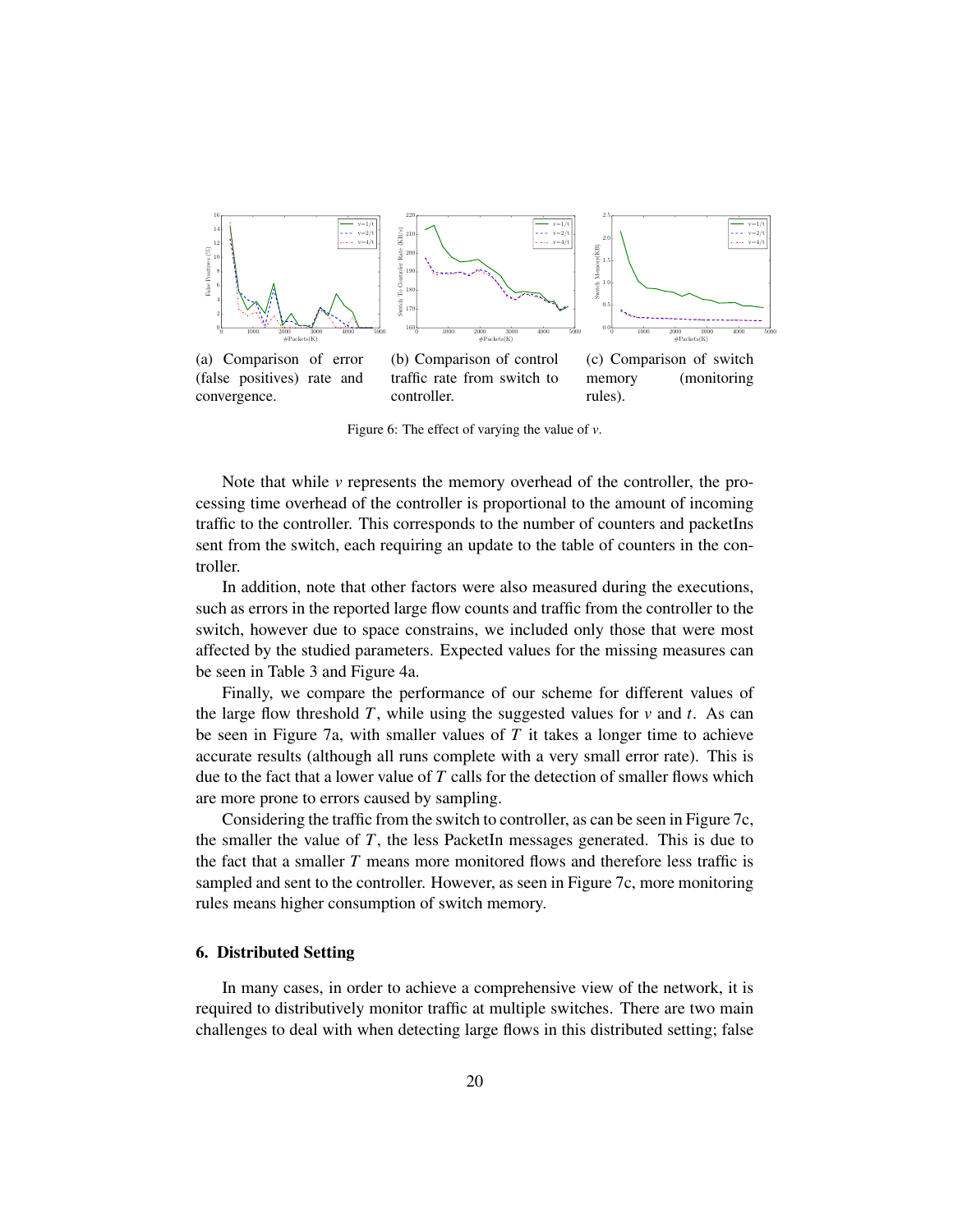(a) Comparison of error (false positives) rate and convergence.

(b) Comparison of control traffic rate from switch to controller.

(c) Comparison of switch memory (monitoring rules).

Figure 6: The effect of varying the value of $v$.

Note that while $v$ represents the memory overhead of the controller, the processing time overhead of the controller is proportional to the amount of incoming traffic to the controller. This corresponds to the number of counters and packetIns sent from the switch, each requiring an update to the table of counters in the controller.

In addition, note that other factors were also measured during the executions, such as errors in the reported large flow counts and traffic from the controller to the switch, however due to space constrains, we included only those that were most affected by the studied parameters. Expected values for the missing measures can be seen in Table 3 and Figure 4a.

Finally, we compare the performance of our scheme for different values of the large flow threshold $T$, while using the suggested values for $v$ and $t$. As can be seen in Figure 7a, with smaller values of $T$ it takes a longer time to achieve accurate results (although all runs complete with a very small error rate). This is due to the fact that a lower value of $T$ calls for the detection of smaller flows which are more prone to errors caused by sampling.

Considering the traffic from the switch to controller, as can be seen in Figure 7c, the smaller the value of $T$, the less PacketIn messages generated. This is due to the fact that a smaller $T$ means more monitored flows and therefore less traffic is sampled and sent to the controller. However, as seen in Figure 7c, more monitoring rules means higher consumption of switch memory.

## 6. Distributed Setting

In many cases, in order to achieve a comprehensive view of the network, it is required to distributively monitor traffic at multiple switches. There are two main challenges to deal with when detecting large flows in this distributed setting; false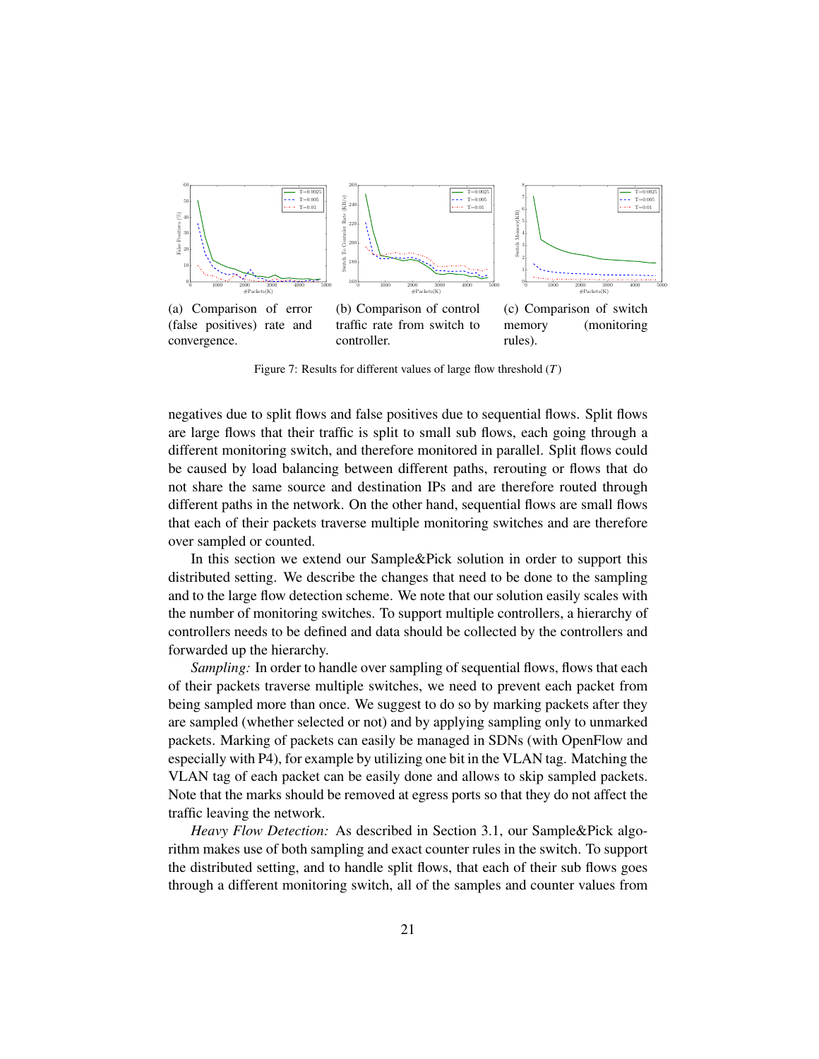(a) Comparison of error (false positives) rate and convergence.

(b) Comparison of control traffic rate from switch to controller.

(c) Comparison of switch memory (monitoring rules).

Figure 7: Results for different values of large flow threshold ($T$)

negatives due to split flows and false positives due to sequential flows. Split flows are large flows that their traffic is split to small sub flows, each going through a different monitoring switch, and therefore monitored in parallel. Split flows could be caused by load balancing between different paths, rerouting or flows that do not share the same source and destination IPs and are therefore routed through different paths in the network. On the other hand, sequential flows are small flows that each of their packets traverse multiple monitoring switches and are therefore over sampled or counted.

In this section we extend our Sample&Pick solution in order to support this distributed setting. We describe the changes that need to be done to the sampling and to the large flow detection scheme. We note that our solution easily scales with the number of monitoring switches. To support multiple controllers, a hierarchy of controllers needs to be defined and data should be collected by the controllers and forwarded up the hierarchy.

*Sampling:* In order to handle over sampling of sequential flows, flows that each of their packets traverse multiple switches, we need to prevent each packet from being sampled more than once. We suggest to do so by marking packets after they are sampled (whether selected or not) and by applying sampling only to unmarked packets. Marking of packets can easily be managed in SDNs (with OpenFlow and especially with P4), for example by utilizing one bit in the VLAN tag. Matching the VLAN tag of each packet can be easily done and allows to skip sampled packets. Note that the marks should be removed at egress ports so that they do not affect the traffic leaving the network.

*Heavy Flow Detection:* As described in Section 3.1, our Sample&Pick algorithm makes use of both sampling and exact counter rules in the switch. To support the distributed setting, and to handle split flows, that each of their sub flows goes through a different monitoring switch, all of the samples and counter values from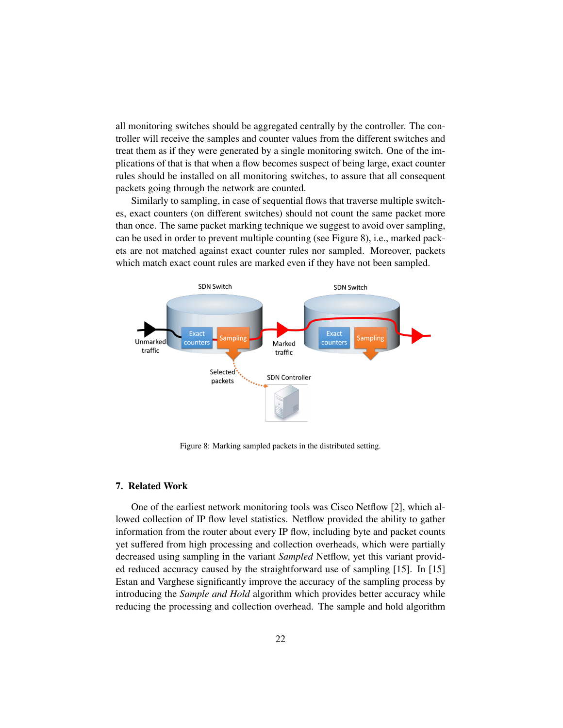all monitoring switches should be aggregated centrally by the controller. The controller will receive the samples and counter values from the different switches and treat them as if they were generated by a single monitoring switch. One of the implications of that is that when a flow becomes suspect of being large, exact counter rules should be installed on all monitoring switches, to assure that all consequent packets going through the network are counted.

Similarly to sampling, in case of sequential flows that traverse multiple switches, exact counters (on different switches) should not count the same packet more than once. The same packet marking technique we suggest to avoid over sampling, can be used in order to prevent multiple counting (see Figure 8), i.e., marked packets are not matched against exact counter rules nor sampled. Moreover, packets which match exact count rules are marked even if they have not been sampled.

Figure 8: Marking sampled packets in the distributed setting.

## 7. Related Work

One of the earliest network monitoring tools was Cisco Netflow [2], which allowed collection of IP flow level statistics. Netflow provided the ability to gather information from the router about every IP flow, including byte and packet counts yet suffered from high processing and collection overheads, which were partially decreased using sampling in the variant *Sampled* Netflow, yet this variant provided reduced accuracy caused by the straightforward use of sampling [15]. In [15] Estan and Varghese significantly improve the accuracy of the sampling process by introducing the *Sample and Hold* algorithm which provides better accuracy while reducing the processing and collection overhead. The sample and hold algorithm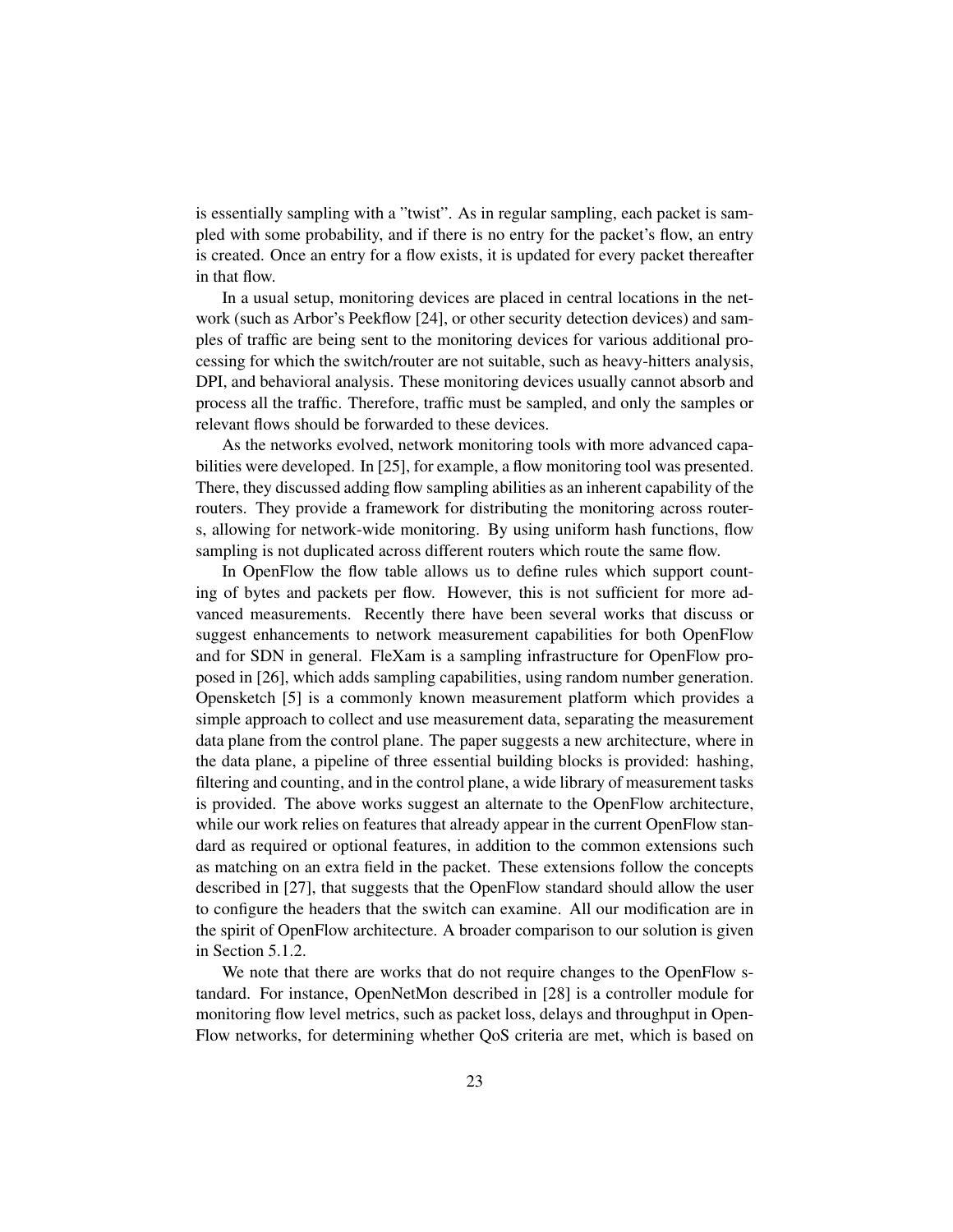is essentially sampling with a "twist". As in regular sampling, each packet is sampled with some probability, and if there is no entry for the packet's flow, an entry is created. Once an entry for a flow exists, it is updated for every packet thereafter in that flow.

In a usual setup, monitoring devices are placed in central locations in the network (such as Arbor's Peekflow [24], or other security detection devices) and samples of traffic are being sent to the monitoring devices for various additional processing for which the switch/router are not suitable, such as heavy-hitters analysis, DPI, and behavioral analysis. These monitoring devices usually cannot absorb and process all the traffic. Therefore, traffic must be sampled, and only the samples or relevant flows should be forwarded to these devices.

As the networks evolved, network monitoring tools with more advanced capabilities were developed. In [25], for example, a flow monitoring tool was presented. There, they discussed adding flow sampling abilities as an inherent capability of the routers. They provide a framework for distributing the monitoring across routers, allowing for network-wide monitoring. By using uniform hash functions, flow sampling is not duplicated across different routers which route the same flow.

In OpenFlow the flow table allows us to define rules which support counting of bytes and packets per flow. However, this is not sufficient for more advanced measurements. Recently there have been several works that discuss or suggest enhancements to network measurement capabilities for both OpenFlow and for SDN in general. FleXam is a sampling infrastructure for OpenFlow proposed in [26], which adds sampling capabilities, using random number generation. Opensketch [5] is a commonly known measurement platform which provides a simple approach to collect and use measurement data, separating the measurement data plane from the control plane. The paper suggests a new architecture, where in the data plane, a pipeline of three essential building blocks is provided: hashing, filtering and counting, and in the control plane, a wide library of measurement tasks is provided. The above works suggest an alternate to the OpenFlow architecture, while our work relies on features that already appear in the current OpenFlow standard as required or optional features, in addition to the common extensions such as matching on an extra field in the packet. These extensions follow the concepts described in [27], that suggests that the OpenFlow standard should allow the user to configure the headers that the switch can examine. All our modification are in the spirit of OpenFlow architecture. A broader comparison to our solution is given in Section 5.1.2.

We note that there are works that do not require changes to the OpenFlow standard. For instance, OpenNetMon described in [28] is a controller module for monitoring flow level metrics, such as packet loss, delays and throughput in OpenFlow networks, for determining whether QoS criteria are met, which is based on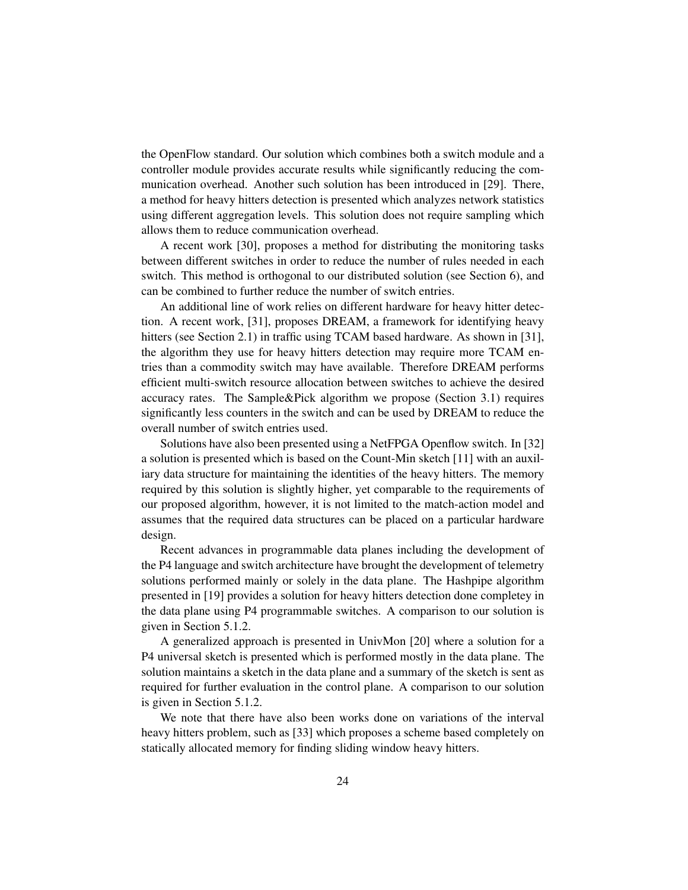the OpenFlow standard. Our solution which combines both a switch module and a controller module provides accurate results while significantly reducing the communication overhead. Another such solution has been introduced in [29]. There, a method for heavy hitters detection is presented which analyzes network statistics using different aggregation levels. This solution does not require sampling which allows them to reduce communication overhead.

A recent work [30], proposes a method for distributing the monitoring tasks between different switches in order to reduce the number of rules needed in each switch. This method is orthogonal to our distributed solution (see Section 6), and can be combined to further reduce the number of switch entries.

An additional line of work relies on different hardware for heavy hitter detection. A recent work, [31], proposes DREAM, a framework for identifying heavy hitters (see Section 2.1) in traffic using TCAM based hardware. As shown in [31], the algorithm they use for heavy hitters detection may require more TCAM entries than a commodity switch may have available. Therefore DREAM performs efficient multi-switch resource allocation between switches to achieve the desired accuracy rates. The Sample&Pick algorithm we propose (Section 3.1) requires significantly less counters in the switch and can be used by DREAM to reduce the overall number of switch entries used.

Solutions have also been presented using a NetFPGA Openflow switch. In [32] a solution is presented which is based on the Count-Min sketch [11] with an auxiliary data structure for maintaining the identities of the heavy hitters. The memory required by this solution is slightly higher, yet comparable to the requirements of our proposed algorithm, however, it is not limited to the match-action model and assumes that the required data structures can be placed on a particular hardware design.

Recent advances in programmable data planes including the development of the P4 language and switch architecture have brought the development of telemetry solutions performed mainly or solely in the data plane. The Hashpipe algorithm presented in [19] provides a solution for heavy hitters detection done completey in the data plane using P4 programmable switches. A comparison to our solution is given in Section 5.1.2.

A generalized approach is presented in UnivMon [20] where a solution for a P4 universal sketch is presented which is performed mostly in the data plane. The solution maintains a sketch in the data plane and a summary of the sketch is sent as required for further evaluation in the control plane. A comparison to our solution is given in Section 5.1.2.

We note that there have also been works done on variations of the interval heavy hitters problem, such as [33] which proposes a scheme based completely on statically allocated memory for finding sliding window heavy hitters.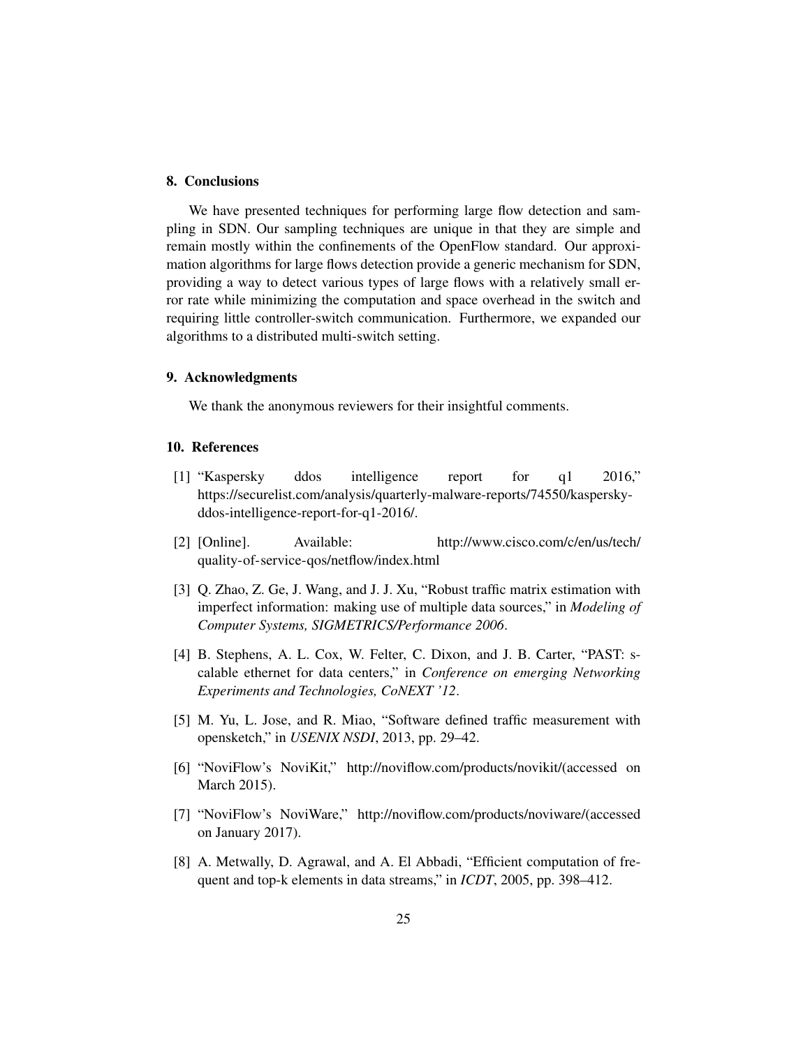## 8. Conclusions

We have presented techniques for performing large flow detection and sampling in SDN. Our sampling techniques are unique in that they are simple and remain mostly within the confinements of the OpenFlow standard. Our approximation algorithms for large flows detection provide a generic mechanism for SDN, providing a way to detect various types of large flows with a relatively small error rate while minimizing the computation and space overhead in the switch and requiring little controller-switch communication. Furthermore, we expanded our algorithms to a distributed multi-switch setting.

## 9. Acknowledgments

We thank the anonymous reviewers for their insightful comments.

## 10. References

[1] "Kaspersky ddos intelligence report for q1 2016," https://securelist.com/analysis/quarterly-malware-reports/74550/kaspersky-ddos-intelligence-report-for-q1-2016/.

[2] [Online]. Available: http://www.cisco.com/c/en/us/tech/quality-of-service-qos/netflow/index.html

[3] Q. Zhao, Z. Ge, J. Wang, and J. J. Xu, "Robust traffic matrix estimation with imperfect information: making use of multiple data sources," in *Modeling of Computer Systems, SIGMETRICS/Performance 2006*.

[4] B. Stephens, A. L. Cox, W. Felter, C. Dixon, and J. B. Carter, "PAST: scalable ethernet for data centers," in *Conference on emerging Networking Experiments and Technologies, CoNEXT '12*.

[5] M. Yu, L. Jose, and R. Miao, "Software defined traffic measurement with opensketch," in *USENIX NSDI*, 2013, pp. 29–42.

[6] "NoviFlow's NoviKit," http://noviflow.com/products/novikit/(accessed on March 2015).

[7] "NoviFlow's NoviWare," http://noviflow.com/products/noviware/(accessed on January 2017).

[8] A. Metwally, D. Agrawal, and A. El Abbadi, "Efficient computation of frequent and top-k elements in data streams," in *ICDT*, 2005, pp. 398–412.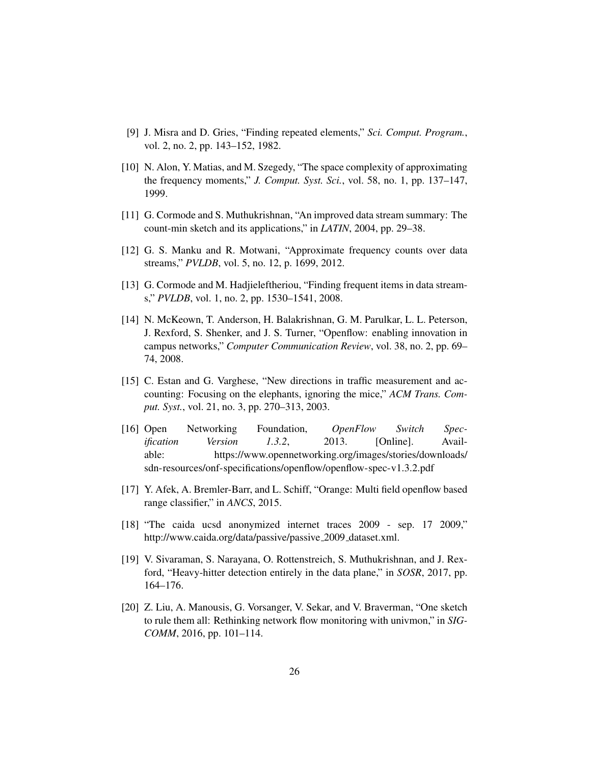[9] J. Misra and D. Gries, "Finding repeated elements," *Sci. Comput. Program.*, vol. 2, no. 2, pp. 143–152, 1982.

[10] N. Alon, Y. Matias, and M. Szegedy, "The space complexity of approximating the frequency moments," *J. Comput. Syst. Sci.*, vol. 58, no. 1, pp. 137–147, 1999.

[11] G. Cormode and S. Muthukrishnan, "An improved data stream summary: The count-min sketch and its applications," in *LATIN*, 2004, pp. 29–38.

[12] G. S. Manku and R. Motwani, "Approximate frequency counts over data streams," *PVLDB*, vol. 5, no. 12, p. 1699, 2012.

[13] G. Cormode and M. Hadjieleftheriou, "Finding frequent items in data streams," *PVLDB*, vol. 1, no. 2, pp. 1530–1541, 2008.

[14] N. McKeown, T. Anderson, H. Balakrishnan, G. M. Parulkar, L. L. Peterson, J. Rexford, S. Shenker, and J. S. Turner, "Openflow: enabling innovation in campus networks," *Computer Communication Review*, vol. 38, no. 2, pp. 69–74, 2008.

[15] C. Estan and G. Varghese, "New directions in traffic measurement and accounting: Focusing on the elephants, ignoring the mice," *ACM Trans. Comput. Syst.*, vol. 21, no. 3, pp. 270–313, 2003.

[16] Open Networking Foundation, *OpenFlow Switch Specification Version 1.3.2*, 2013. [Online]. Available: https://www.opennetworking.org/images/stories/downloads/sdn-resources/onf-specifications/openflow/openflow-spec-v1.3.2.pdf

[17] Y. Afek, A. Bremler-Barr, and L. Schiff, "Orange: Multi field openflow based range classifier," in *ANCS*, 2015.

[18] "The caida ucsd anonymized internet traces 2009 - sep. 17 2009," http://www.caida.org/data/passive/passive_2009_dataset.xml.

[19] V. Sivaraman, S. Narayana, O. Rottenstreich, S. Muthukrishnan, and J. Rexford, "Heavy-hitter detection entirely in the data plane," in *SOSR*, 2017, pp. 164–176.

[20] Z. Liu, A. Manousis, G. Vorsanger, V. Sekar, and V. Braverman, "One sketch to rule them all: Rethinking network flow monitoring with univmon," in *SIGCOMM*, 2016, pp. 101–114.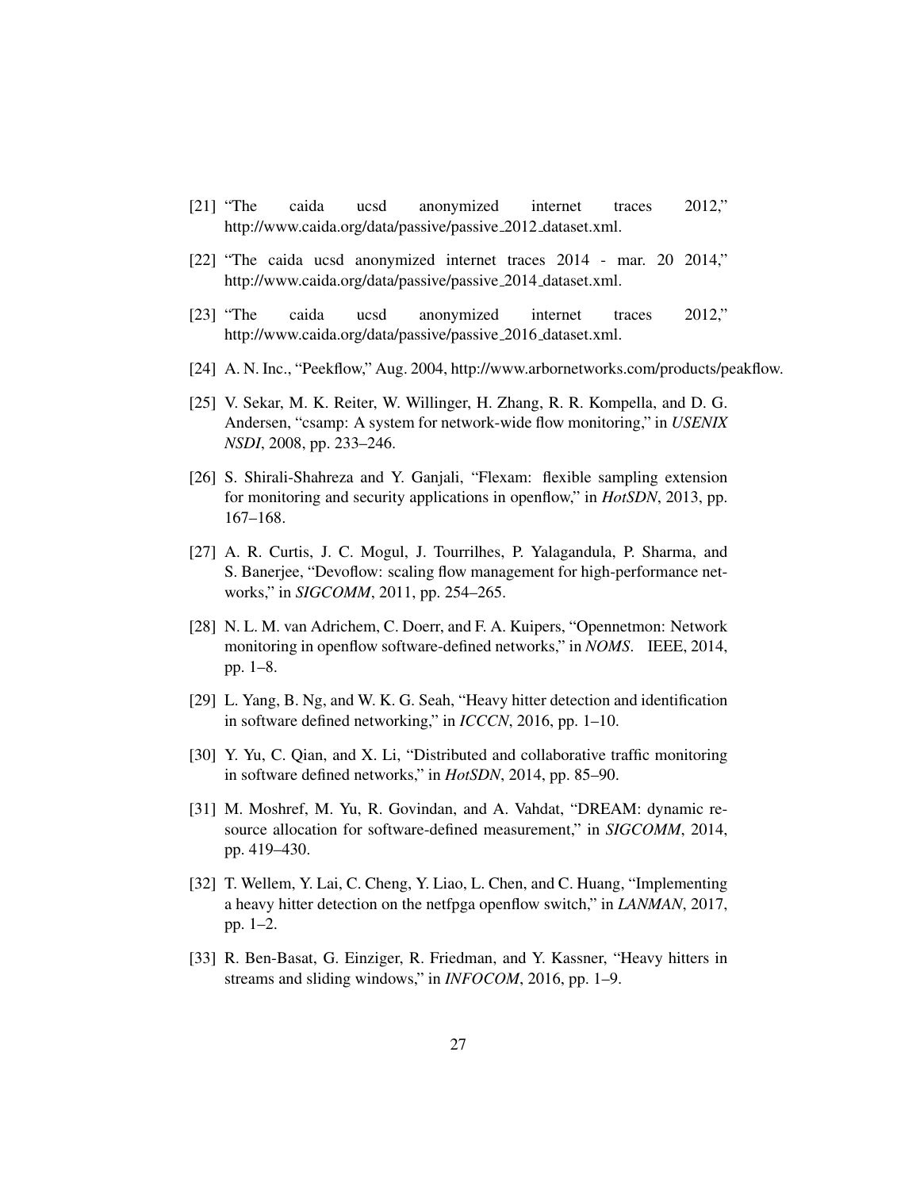[21] "The caida ucsd anonymized internet traces 2012," http://www.caida.org/data/passive/passive_2012_dataset.xml.

[22] "The caida ucsd anonymized internet traces 2014 - mar. 20 2014," http://www.caida.org/data/passive/passive_2014_dataset.xml.

[23] "The caida ucsd anonymized internet traces 2012," http://www.caida.org/data/passive/passive_2016_dataset.xml.

[24] A. N. Inc., "Peekflow," Aug. 2004, http://www.arbornetworks.com/products/peakflow.

[25] V. Sekar, M. K. Reiter, W. Willinger, H. Zhang, R. R. Kompella, and D. G. Andersen, "csamp: A system for network-wide flow monitoring," in *USENIX NSDI*, 2008, pp. 233–246.

[26] S. Shirali-Shahreza and Y. Ganjali, "Flexam: flexible sampling extension for monitoring and security applications in openflow," in *HotSDN*, 2013, pp. 167–168.

[27] A. R. Curtis, J. C. Mogul, J. Tourrilhes, P. Yalagandula, P. Sharma, and S. Banerjee, "Devoflow: scaling flow management for high-performance networks," in *SIGCOMM*, 2011, pp. 254–265.

[28] N. L. M. van Adrichem, C. Doerr, and F. A. Kuipers, "Opennetmon: Network monitoring in openflow software-defined networks," in *NOMS*. IEEE, 2014, pp. 1–8.

[29] L. Yang, B. Ng, and W. K. G. Seah, "Heavy hitter detection and identification in software defined networking," in *ICCCN*, 2016, pp. 1–10.

[30] Y. Yu, C. Qian, and X. Li, "Distributed and collaborative traffic monitoring in software defined networks," in *HotSDN*, 2014, pp. 85–90.

[31] M. Moshref, M. Yu, R. Govindan, and A. Vahdat, "DREAM: dynamic resource allocation for software-defined measurement," in *SIGCOMM*, 2014, pp. 419–430.

[32] T. Wellem, Y. Lai, C. Cheng, Y. Liao, L. Chen, and C. Huang, "Implementing a heavy hitter detection on the netfpga openflow switch," in *LANMAN*, 2017, pp. 1–2.

[33] R. Ben-Basat, G. Einziger, R. Friedman, and Y. Kassner, "Heavy hitters in streams and sliding windows," in *INFOCOM*, 2016, pp. 1–9.